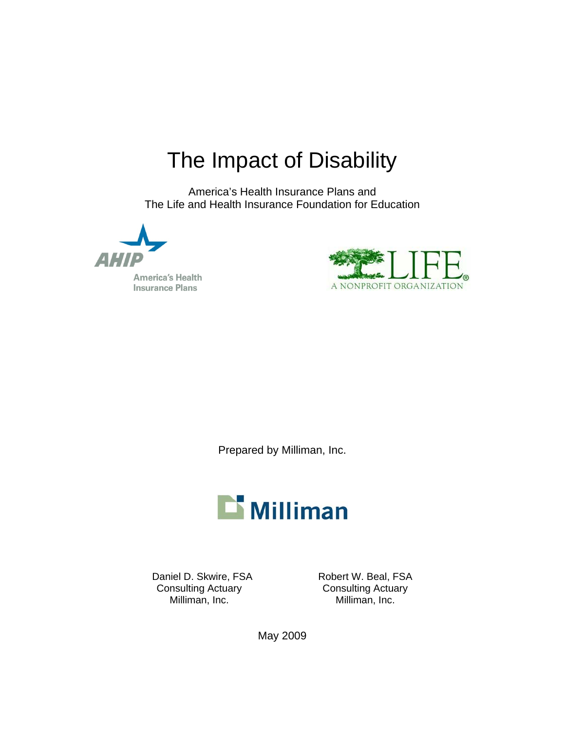# The Impact of Disability

America's Health Insurance Plans and
The Life and Health Insurance Foundation for Education

AHIP
America's Health Insurance Plans

LIFE®
A NONPROFIT ORGANIZATION

Prepared by Milliman, Inc.

Milliman

Daniel D. Skwire, FSA
Consulting Actuary
Milliman, Inc.

Robert W. Beal, FSA
Consulting Actuary
Milliman, Inc.

May 2009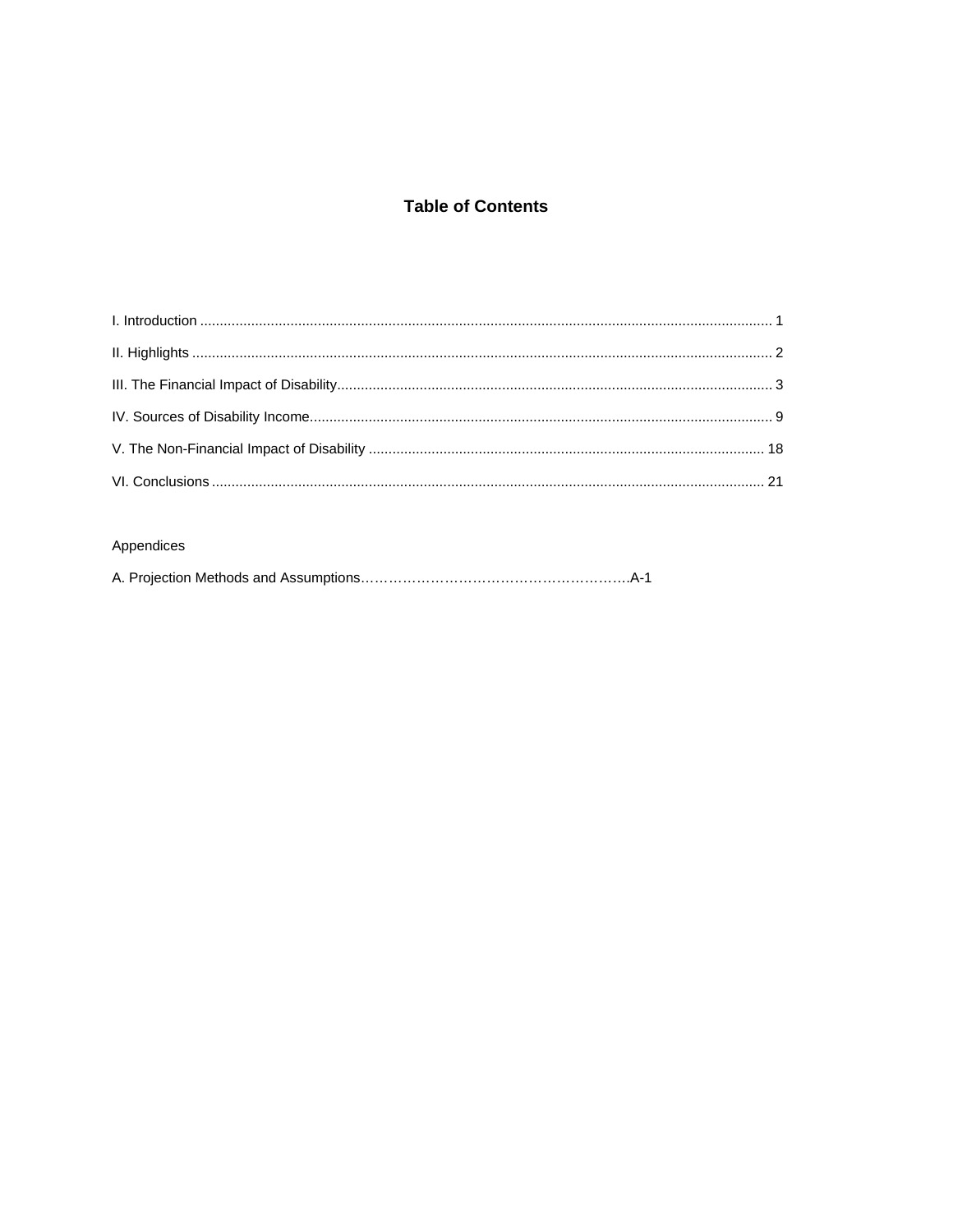# Table of Contents

I. Introduction ........................................................................................................................................ 1

II. Highlights ............................................................................................................................................ 2

III. The Financial Impact of Disability..................................................................................................... 3

IV. Sources of Disability Income............................................................................................................. 9

V. The Non-Financial Impact of Disability ............................................................................................ 18

VI. Conclusions ...................................................................................................................................... 21

Appendices

A. Projection Methods and Assumptions……………………………………………………….A-1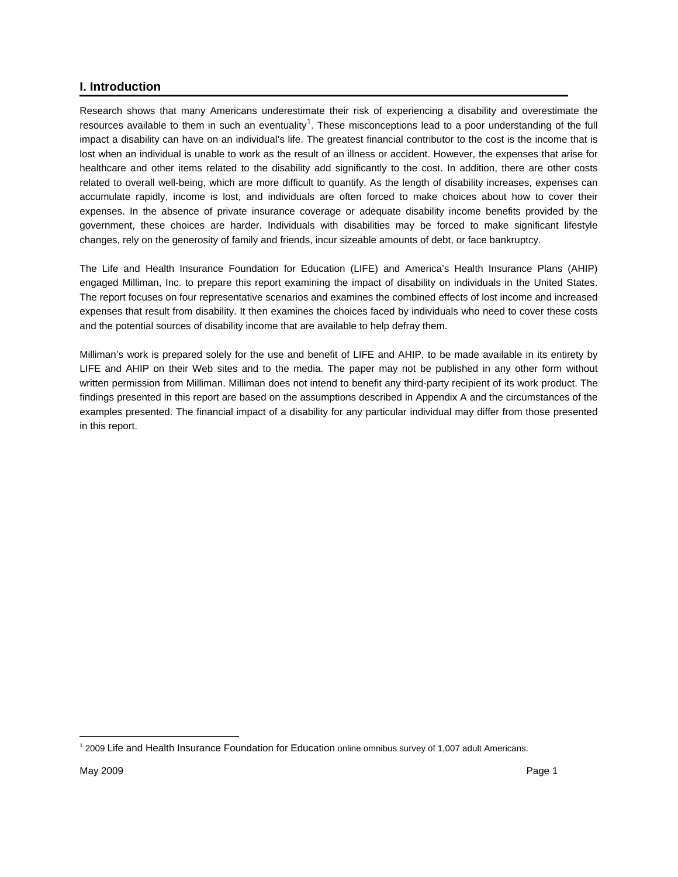## I. Introduction

Research shows that many Americans underestimate their risk of experiencing a disability and overestimate the resources available to them in such an eventuality[1]. These misconceptions lead to a poor understanding of the full impact a disability can have on an individual's life. The greatest financial contributor to the cost is the income that is lost when an individual is unable to work as the result of an illness or accident. However, the expenses that arise for healthcare and other items related to the disability add significantly to the cost. In addition, there are other costs related to overall well-being, which are more difficult to quantify. As the length of disability increases, expenses can accumulate rapidly, income is lost, and individuals are often forced to make choices about how to cover their expenses. In the absence of private insurance coverage or adequate disability income benefits provided by the government, these choices are harder. Individuals with disabilities may be forced to make significant lifestyle changes, rely on the generosity of family and friends, incur sizeable amounts of debt, or face bankruptcy.

The Life and Health Insurance Foundation for Education (LIFE) and America's Health Insurance Plans (AHIP) engaged Milliman, Inc. to prepare this report examining the impact of disability on individuals in the United States. The report focuses on four representative scenarios and examines the combined effects of lost income and increased expenses that result from disability. It then examines the choices faced by individuals who need to cover these costs and the potential sources of disability income that are available to help defray them.

Milliman's work is prepared solely for the use and benefit of LIFE and AHIP, to be made available in its entirety by LIFE and AHIP on their Web sites and to the media. The paper may not be published in any other form without written permission from Milliman. Milliman does not intend to benefit any third-party recipient of its work product. The findings presented in this report are based on the assumptions described in Appendix A and the circumstances of the examples presented. The financial impact of a disability for any particular individual may differ from those presented in this report.

---

[1] 2009 Life and Health Insurance Foundation for Education online omnibus survey of 1,007 adult Americans.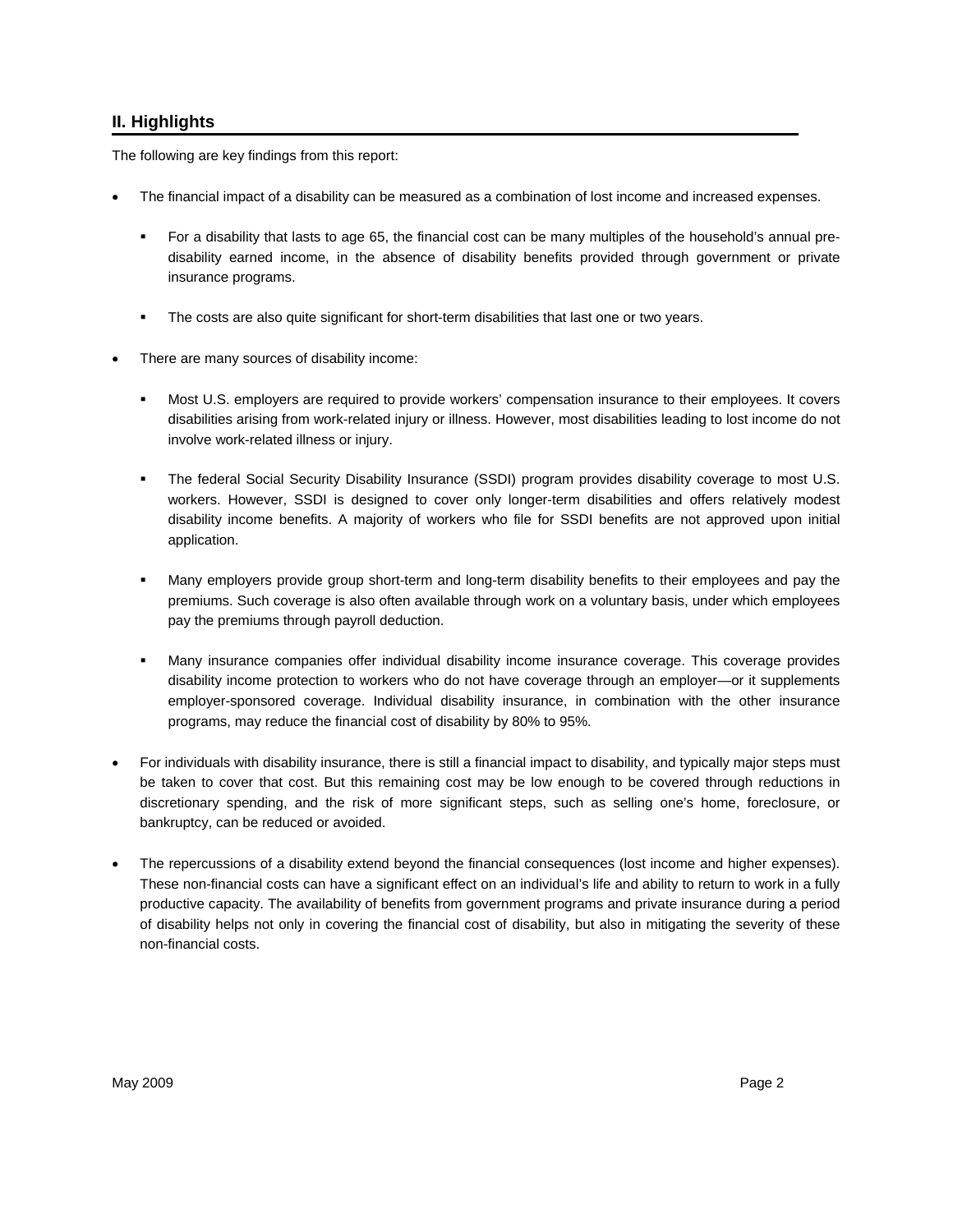## II. Highlights

The following are key findings from this report:

- The financial impact of a disability can be measured as a combination of lost income and increased expenses.
  - For a disability that lasts to age 65, the financial cost can be many multiples of the household's annual pre-disability earned income, in the absence of disability benefits provided through government or private insurance programs.
  - The costs are also quite significant for short-term disabilities that last one or two years.
- There are many sources of disability income:
  - Most U.S. employers are required to provide workers' compensation insurance to their employees. It covers disabilities arising from work-related injury or illness. However, most disabilities leading to lost income do not involve work-related illness or injury.
  - The federal Social Security Disability Insurance (SSDI) program provides disability coverage to most U.S. workers. However, SSDI is designed to cover only longer-term disabilities and offers relatively modest disability income benefits. A majority of workers who file for SSDI benefits are not approved upon initial application.
  - Many employers provide group short-term and long-term disability benefits to their employees and pay the premiums. Such coverage is also often available through work on a voluntary basis, under which employees pay the premiums through payroll deduction.
  - Many insurance companies offer individual disability income insurance coverage. This coverage provides disability income protection to workers who do not have coverage through an employer—or it supplements employer-sponsored coverage. Individual disability insurance, in combination with the other insurance programs, may reduce the financial cost of disability by 80% to 95%.
- For individuals with disability insurance, there is still a financial impact to disability, and typically major steps must be taken to cover that cost. But this remaining cost may be low enough to be covered through reductions in discretionary spending, and the risk of more significant steps, such as selling one's home, foreclosure, or bankruptcy, can be reduced or avoided.
- The repercussions of a disability extend beyond the financial consequences (lost income and higher expenses). These non-financial costs can have a significant effect on an individual's life and ability to return to work in a fully productive capacity. The availability of benefits from government programs and private insurance during a period of disability helps not only in covering the financial cost of disability, but also in mitigating the severity of these non-financial costs.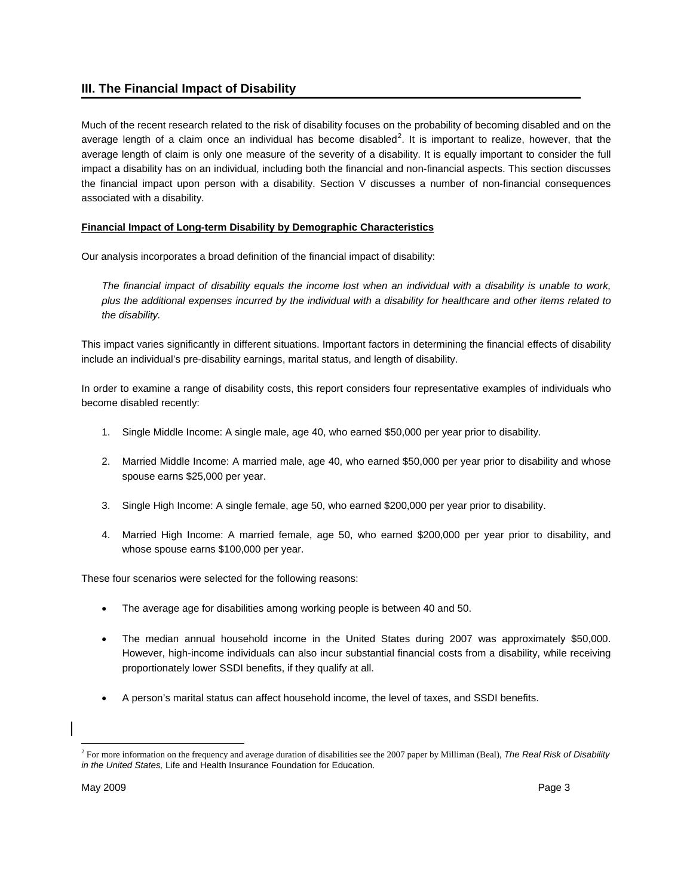## III. The Financial Impact of Disability

Much of the recent research related to the risk of disability focuses on the probability of becoming disabled and on the average length of a claim once an individual has become disabled[2]. It is important to realize, however, that the average length of claim is only one measure of the severity of a disability. It is equally important to consider the full impact a disability has on an individual, including both the financial and non-financial aspects. This section discusses the financial impact upon person with a disability. Section V discusses a number of non-financial consequences associated with a disability.

**Financial Impact of Long-term Disability by Demographic Characteristics**

Our analysis incorporates a broad definition of the financial impact of disability:

> *The financial impact of disability equals the income lost when an individual with a disability is unable to work, plus the additional expenses incurred by the individual with a disability for healthcare and other items related to the disability.*

This impact varies significantly in different situations. Important factors in determining the financial effects of disability include an individual's pre-disability earnings, marital status, and length of disability.

In order to examine a range of disability costs, this report considers four representative examples of individuals who become disabled recently:

1. Single Middle Income: A single male, age 40, who earned $50,000 per year prior to disability.
2. Married Middle Income: A married male, age 40, who earned $50,000 per year prior to disability and whose spouse earns $25,000 per year.
3. Single High Income: A single female, age 50, who earned $200,000 per year prior to disability.
4. Married High Income: A married female, age 50, who earned $200,000 per year prior to disability, and whose spouse earns $100,000 per year.

These four scenarios were selected for the following reasons:

- The average age for disabilities among working people is between 40 and 50.
- The median annual household income in the United States during 2007 was approximately $50,000. However, high-income individuals can also incur substantial financial costs from a disability, while receiving proportionately lower SSDI benefits, if they qualify at all.
- A person's marital status can affect household income, the level of taxes, and SSDI benefits.

---

[2] For more information on the frequency and average duration of disabilities see the 2007 paper by Milliman (Beal), *The Real Risk of Disability in the United States,* Life and Health Insurance Foundation for Education.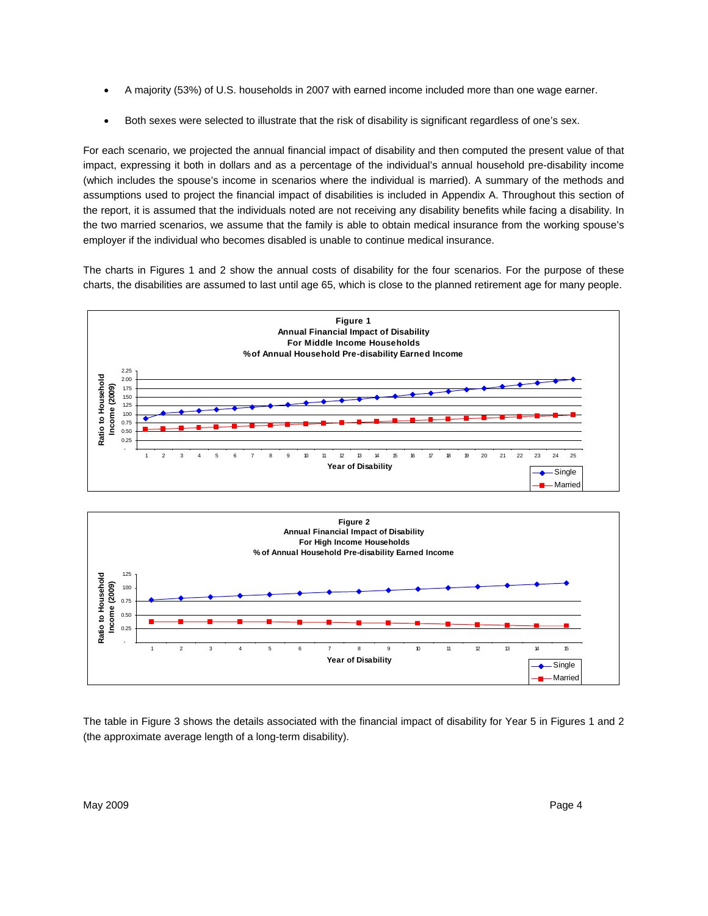- A majority (53%) of U.S. households in 2007 with earned income included more than one wage earner.

- Both sexes were selected to illustrate that the risk of disability is significant regardless of one's sex.

For each scenario, we projected the annual financial impact of disability and then computed the present value of that impact, expressing it both in dollars and as a percentage of the individual's annual household pre-disability income (which includes the spouse's income in scenarios where the individual is married). A summary of the methods and assumptions used to project the financial impact of disabilities is included in Appendix A. Throughout this section of the report, it is assumed that the individuals noted are not receiving any disability benefits while facing a disability. In the two married scenarios, we assume that the family is able to obtain medical insurance from the working spouse's employer if the individual who becomes disabled is unable to continue medical insurance.

The charts in Figures 1 and 2 show the annual costs of disability for the four scenarios. For the purpose of these charts, the disabilities are assumed to last until age 65, which is close to the planned retirement age for many people.

**Figure 1**
**Annual Financial Impact of Disability**
**For Middle Income Households**
**% of Annual Household Pre-disability Earned Income**

**Figure 2**
**Annual Financial Impact of Disability**
**For High Income Households**
**% of Annual Household Pre-disability Earned Income**

The table in Figure 3 shows the details associated with the financial impact of disability for Year 5 in Figures 1 and 2 (the approximate average length of a long-term disability).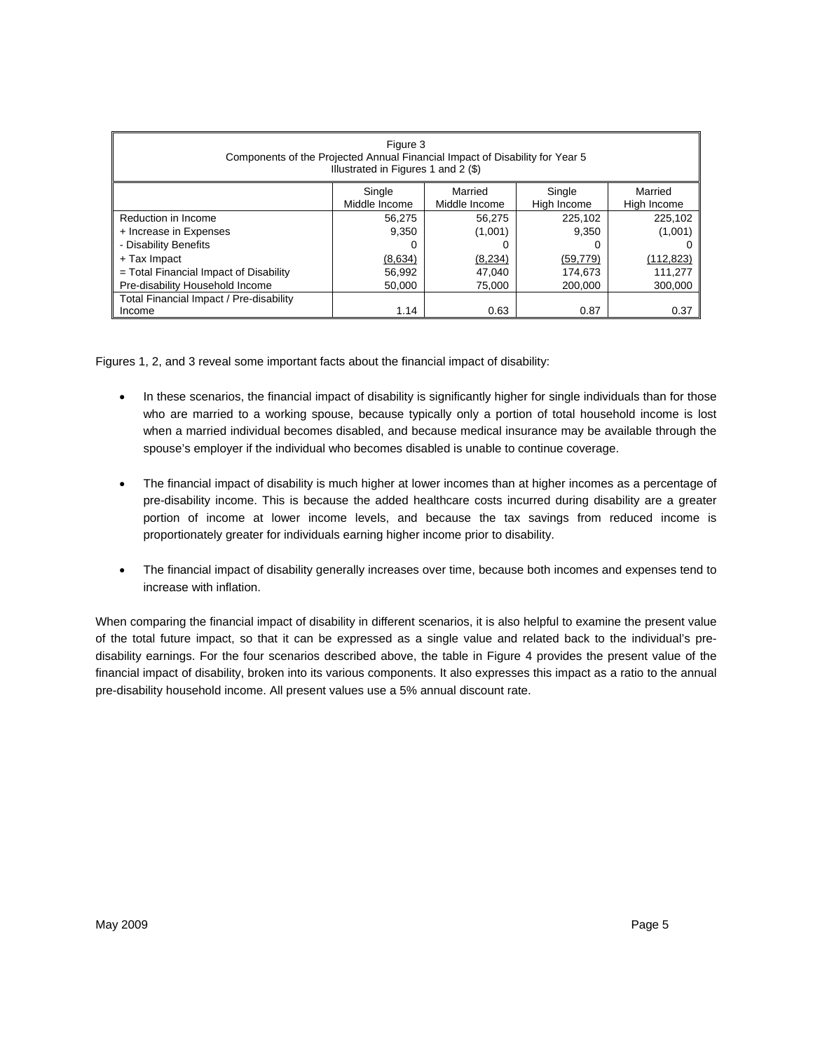Figure 3
Components of the Projected Annual Financial Impact of Disability for Year 5
Illustrated in Figures 1 and 2 ($)

| | Single Middle Income | Married Middle Income | Single High Income | Married High Income |
|---|---|---|---|---|
| Reduction in Income | 56,275 | 56,275 | 225,102 | 225,102 |
| + Increase in Expenses | 9,350 | (1,001) | 9,350 | (1,001) |
| - Disability Benefits | 0 | 0 | 0 | 0 |
| + Tax Impact | (8,634) | (8,234) | (59,779) | (112,823) |
| = Total Financial Impact of Disability | 56,992 | 47,040 | 174,673 | 111,277 |
| Pre-disability Household Income | 50,000 | 75,000 | 200,000 | 300,000 |
| Total Financial Impact / Pre-disability Income | 1.14 | 0.63 | 0.87 | 0.37 |

Figures 1, 2, and 3 reveal some important facts about the financial impact of disability:

- In these scenarios, the financial impact of disability is significantly higher for single individuals than for those who are married to a working spouse, because typically only a portion of total household income is lost when a married individual becomes disabled, and because medical insurance may be available through the spouse's employer if the individual who becomes disabled is unable to continue coverage.

- The financial impact of disability is much higher at lower incomes than at higher incomes as a percentage of pre-disability income. This is because the added healthcare costs incurred during disability are a greater portion of income at lower income levels, and because the tax savings from reduced income is proportionately greater for individuals earning higher income prior to disability.

- The financial impact of disability generally increases over time, because both incomes and expenses tend to increase with inflation.

When comparing the financial impact of disability in different scenarios, it is also helpful to examine the present value of the total future impact, so that it can be expressed as a single value and related back to the individual's pre-disability earnings. For the four scenarios described above, the table in Figure 4 provides the present value of the financial impact of disability, broken into its various components. It also expresses this impact as a ratio to the annual pre-disability household income. All present values use a 5% annual discount rate.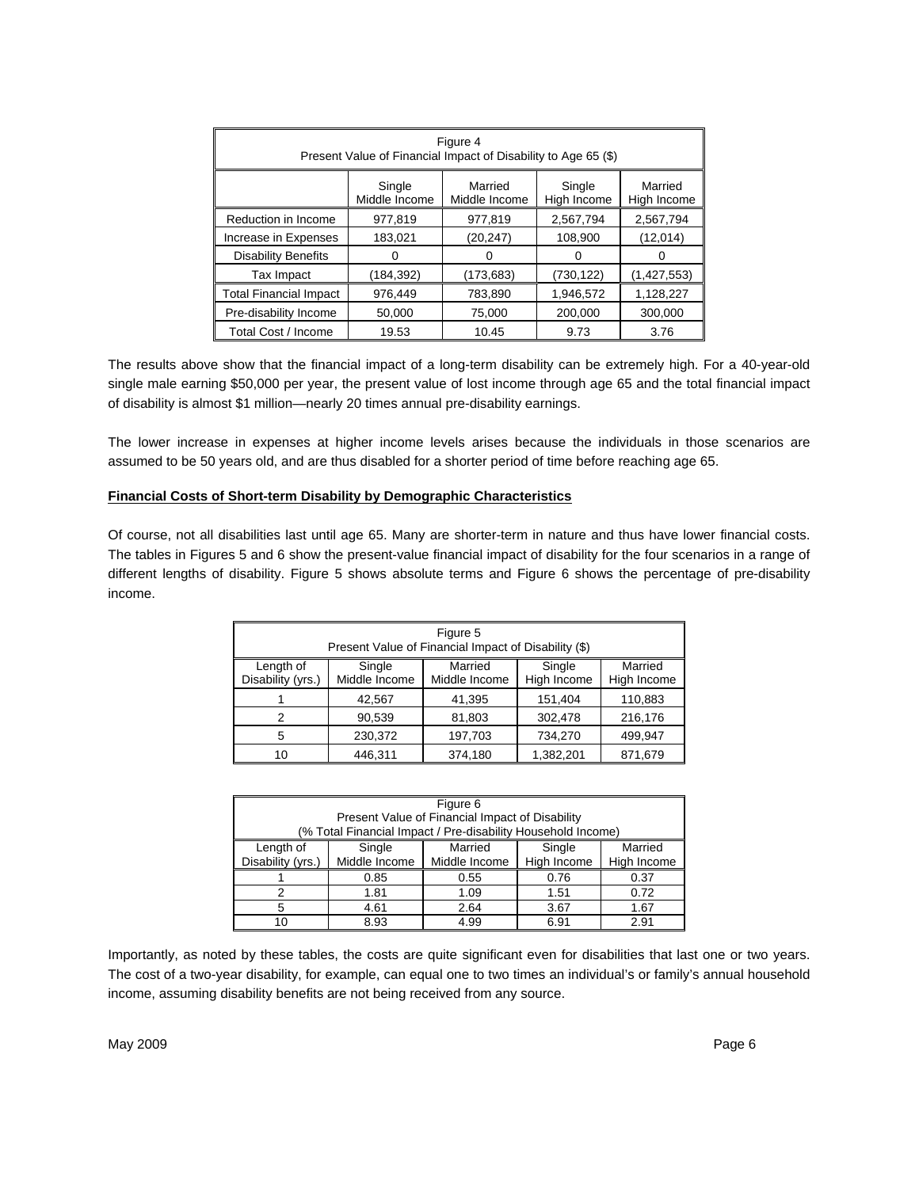| Figure 4<br>Present Value of Financial Impact of Disability to Age 65 ($) | | | | |
|---|---|---|---|---|
| | Single Middle Income | Married Middle Income | Single High Income | Married High Income |
| Reduction in Income | 977,819 | 977,819 | 2,567,794 | 2,567,794 |
| Increase in Expenses | 183,021 | (20,247) | 108,900 | (12,014) |
| Disability Benefits | 0 | 0 | 0 | 0 |
| Tax Impact | (184,392) | (173,683) | (730,122) | (1,427,553) |
| Total Financial Impact | 976,449 | 783,890 | 1,946,572 | 1,128,227 |
| Pre-disability Income | 50,000 | 75,000 | 200,000 | 300,000 |
| Total Cost / Income | 19.53 | 10.45 | 9.73 | 3.76 |

The results above show that the financial impact of a long-term disability can be extremely high. For a 40-year-old single male earning $50,000 per year, the present value of lost income through age 65 and the total financial impact of disability is almost $1 million—nearly 20 times annual pre-disability earnings.

The lower increase in expenses at higher income levels arises because the individuals in those scenarios are assumed to be 50 years old, and are thus disabled for a shorter period of time before reaching age 65.

**Financial Costs of Short-term Disability by Demographic Characteristics**

Of course, not all disabilities last until age 65. Many are shorter-term in nature and thus have lower financial costs. The tables in Figures 5 and 6 show the present-value financial impact of disability for the four scenarios in a range of different lengths of disability. Figure 5 shows absolute terms and Figure 6 shows the percentage of pre-disability income.

| Figure 5<br>Present Value of Financial Impact of Disability ($) | | | | |
|---|---|---|---|---|
| Length of Disability (yrs.) | Single Middle Income | Married Middle Income | Single High Income | Married High Income |
| 1 | 42,567 | 41,395 | 151,404 | 110,883 |
| 2 | 90,539 | 81,803 | 302,478 | 216,176 |
| 5 | 230,372 | 197,703 | 734,270 | 499,947 |
| 10 | 446,311 | 374,180 | 1,382,201 | 871,679 |

| Figure 6<br>Present Value of Financial Impact of Disability<br>(% Total Financial Impact / Pre-disability Household Income) | | | | |
|---|---|---|---|---|
| Length of Disability (yrs.) | Single Middle Income | Married Middle Income | Single High Income | Married High Income |
| 1 | 0.85 | 0.55 | 0.76 | 0.37 |
| 2 | 1.81 | 1.09 | 1.51 | 0.72 |
| 5 | 4.61 | 2.64 | 3.67 | 1.67 |
| 10 | 8.93 | 4.99 | 6.91 | 2.91 |

Importantly, as noted by these tables, the costs are quite significant even for disabilities that last one or two years. The cost of a two-year disability, for example, can equal one to two times an individual's or family's annual household income, assuming disability benefits are not being received from any source.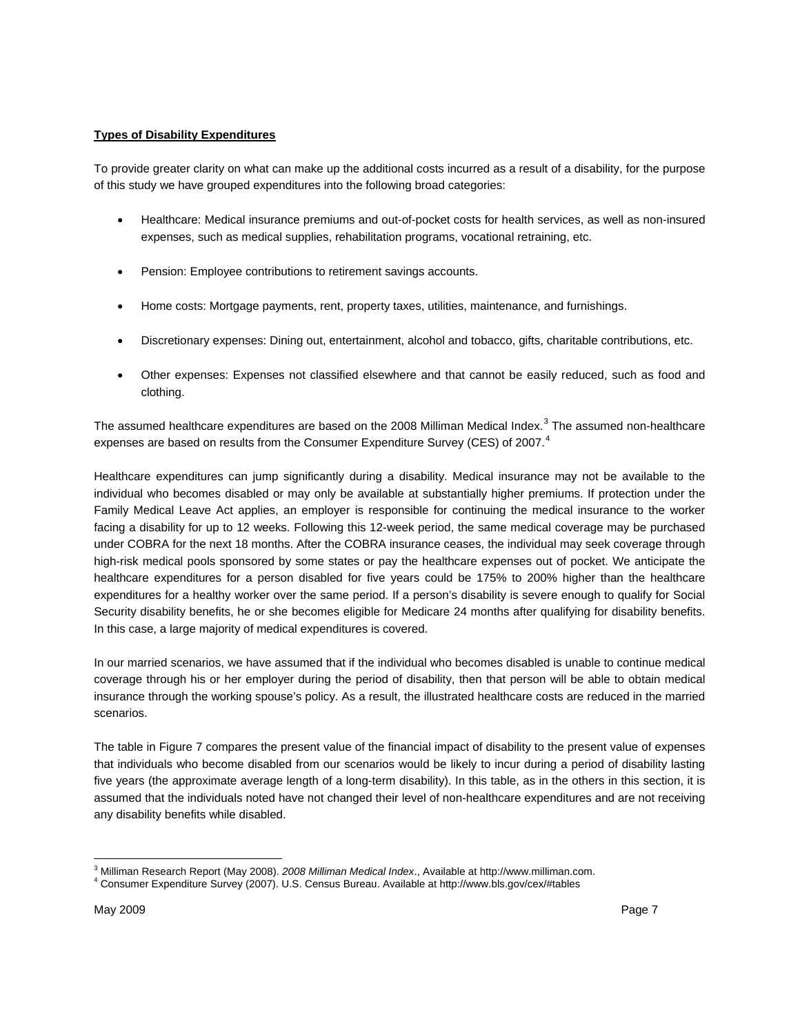**Types of Disability Expenditures**

To provide greater clarity on what can make up the additional costs incurred as a result of a disability, for the purpose of this study we have grouped expenditures into the following broad categories:

- Healthcare: Medical insurance premiums and out-of-pocket costs for health services, as well as non-insured expenses, such as medical supplies, rehabilitation programs, vocational retraining, etc.
- Pension: Employee contributions to retirement savings accounts.
- Home costs: Mortgage payments, rent, property taxes, utilities, maintenance, and furnishings.
- Discretionary expenses: Dining out, entertainment, alcohol and tobacco, gifts, charitable contributions, etc.
- Other expenses: Expenses not classified elsewhere and that cannot be easily reduced, such as food and clothing.

The assumed healthcare expenditures are based on the 2008 Milliman Medical Index.[3] The assumed non-healthcare expenses are based on results from the Consumer Expenditure Survey (CES) of 2007.[4]

Healthcare expenditures can jump significantly during a disability. Medical insurance may not be available to the individual who becomes disabled or may only be available at substantially higher premiums. If protection under the Family Medical Leave Act applies, an employer is responsible for continuing the medical insurance to the worker facing a disability for up to 12 weeks. Following this 12-week period, the same medical coverage may be purchased under COBRA for the next 18 months. After the COBRA insurance ceases, the individual may seek coverage through high-risk medical pools sponsored by some states or pay the healthcare expenses out of pocket. We anticipate the healthcare expenditures for a person disabled for five years could be 175% to 200% higher than the healthcare expenditures for a healthy worker over the same period. If a person's disability is severe enough to qualify for Social Security disability benefits, he or she becomes eligible for Medicare 24 months after qualifying for disability benefits. In this case, a large majority of medical expenditures is covered.

In our married scenarios, we have assumed that if the individual who becomes disabled is unable to continue medical coverage through his or her employer during the period of disability, then that person will be able to obtain medical insurance through the working spouse's policy. As a result, the illustrated healthcare costs are reduced in the married scenarios.

The table in Figure 7 compares the present value of the financial impact of disability to the present value of expenses that individuals who become disabled from our scenarios would be likely to incur during a period of disability lasting five years (the approximate average length of a long-term disability). In this table, as in the others in this section, it is assumed that the individuals noted have not changed their level of non-healthcare expenditures and are not receiving any disability benefits while disabled.

---

[3] Milliman Research Report (May 2008). *2008 Milliman Medical Index*., Available at http://www.milliman.com.

[4] Consumer Expenditure Survey (2007). U.S. Census Bureau. Available at http://www.bls.gov/cex/#tables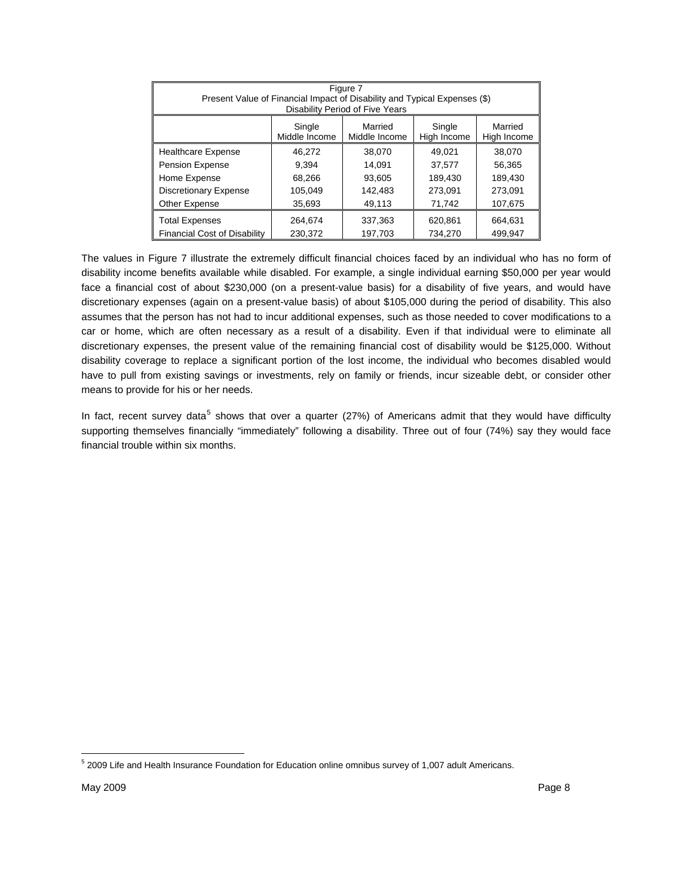| Figure 7<br>Present Value of Financial Impact of Disability and Typical Expenses ($)<br>Disability Period of Five Years | | | | |
|---|---|---|---|---|
| | Single Middle Income | Married Middle Income | Single High Income | Married High Income |
| Healthcare Expense | 46,272 | 38,070 | 49,021 | 38,070 |
| Pension Expense | 9,394 | 14,091 | 37,577 | 56,365 |
| Home Expense | 68,266 | 93,605 | 189,430 | 189,430 |
| Discretionary Expense | 105,049 | 142,483 | 273,091 | 273,091 |
| Other Expense | 35,693 | 49,113 | 71,742 | 107,675 |
| Total Expenses | 264,674 | 337,363 | 620,861 | 664,631 |
| Financial Cost of Disability | 230,372 | 197,703 | 734,270 | 499,947 |

The values in Figure 7 illustrate the extremely difficult financial choices faced by an individual who has no form of disability income benefits available while disabled. For example, a single individual earning $50,000 per year would face a financial cost of about $230,000 (on a present-value basis) for a disability of five years, and would have discretionary expenses (again on a present-value basis) of about $105,000 during the period of disability. This also assumes that the person has not had to incur additional expenses, such as those needed to cover modifications to a car or home, which are often necessary as a result of a disability. Even if that individual were to eliminate all discretionary expenses, the present value of the remaining financial cost of disability would be $125,000. Without disability coverage to replace a significant portion of the lost income, the individual who becomes disabled would have to pull from existing savings or investments, rely on family or friends, incur sizeable debt, or consider other means to provide for his or her needs.

In fact, recent survey data[5] shows that over a quarter (27%) of Americans admit that they would have difficulty supporting themselves financially "immediately" following a disability. Three out of four (74%) say they would face financial trouble within six months.

[5] 2009 Life and Health Insurance Foundation for Education online omnibus survey of 1,007 adult Americans.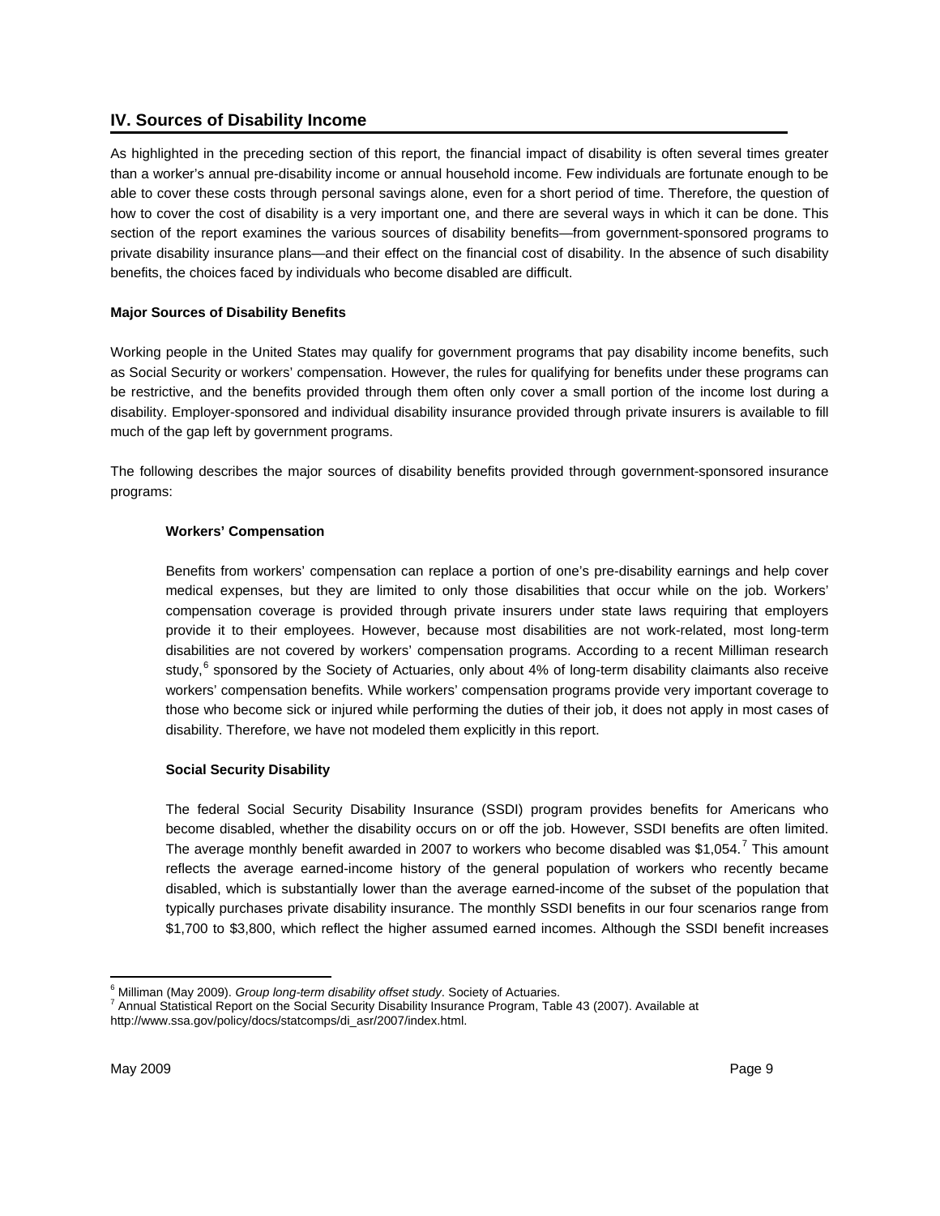## IV. Sources of Disability Income

As highlighted in the preceding section of this report, the financial impact of disability is often several times greater than a worker's annual pre-disability income or annual household income. Few individuals are fortunate enough to be able to cover these costs through personal savings alone, even for a short period of time. Therefore, the question of how to cover the cost of disability is a very important one, and there are several ways in which it can be done. This section of the report examines the various sources of disability benefits—from government-sponsored programs to private disability insurance plans—and their effect on the financial cost of disability. In the absence of such disability benefits, the choices faced by individuals who become disabled are difficult.

**Major Sources of Disability Benefits**

Working people in the United States may qualify for government programs that pay disability income benefits, such as Social Security or workers' compensation. However, the rules for qualifying for benefits under these programs can be restrictive, and the benefits provided through them often only cover a small portion of the income lost during a disability. Employer-sponsored and individual disability insurance provided through private insurers is available to fill much of the gap left by government programs.

The following describes the major sources of disability benefits provided through government-sponsored insurance programs:

**Workers' Compensation**

Benefits from workers' compensation can replace a portion of one's pre-disability earnings and help cover medical expenses, but they are limited to only those disabilities that occur while on the job. Workers' compensation coverage is provided through private insurers under state laws requiring that employers provide it to their employees. However, because most disabilities are not work-related, most long-term disabilities are not covered by workers' compensation programs. According to a recent Milliman research study,[6] sponsored by the Society of Actuaries, only about 4% of long-term disability claimants also receive workers' compensation benefits. While workers' compensation programs provide very important coverage to those who become sick or injured while performing the duties of their job, it does not apply in most cases of disability. Therefore, we have not modeled them explicitly in this report.

**Social Security Disability**

The federal Social Security Disability Insurance (SSDI) program provides benefits for Americans who become disabled, whether the disability occurs on or off the job. However, SSDI benefits are often limited. The average monthly benefit awarded in 2007 to workers who become disabled was $1,054.[7] This amount reflects the average earned-income history of the general population of workers who recently became disabled, which is substantially lower than the average earned-income of the subset of the population that typically purchases private disability insurance. The monthly SSDI benefits in our four scenarios range from $1,700 to $3,800, which reflect the higher assumed earned incomes. Although the SSDI benefit increases

[6] Milliman (May 2009). *Group long-term disability offset study*. Society of Actuaries.

[7] Annual Statistical Report on the Social Security Disability Insurance Program, Table 43 (2007). Available at http://www.ssa.gov/policy/docs/statcomps/di_asr/2007/index.html.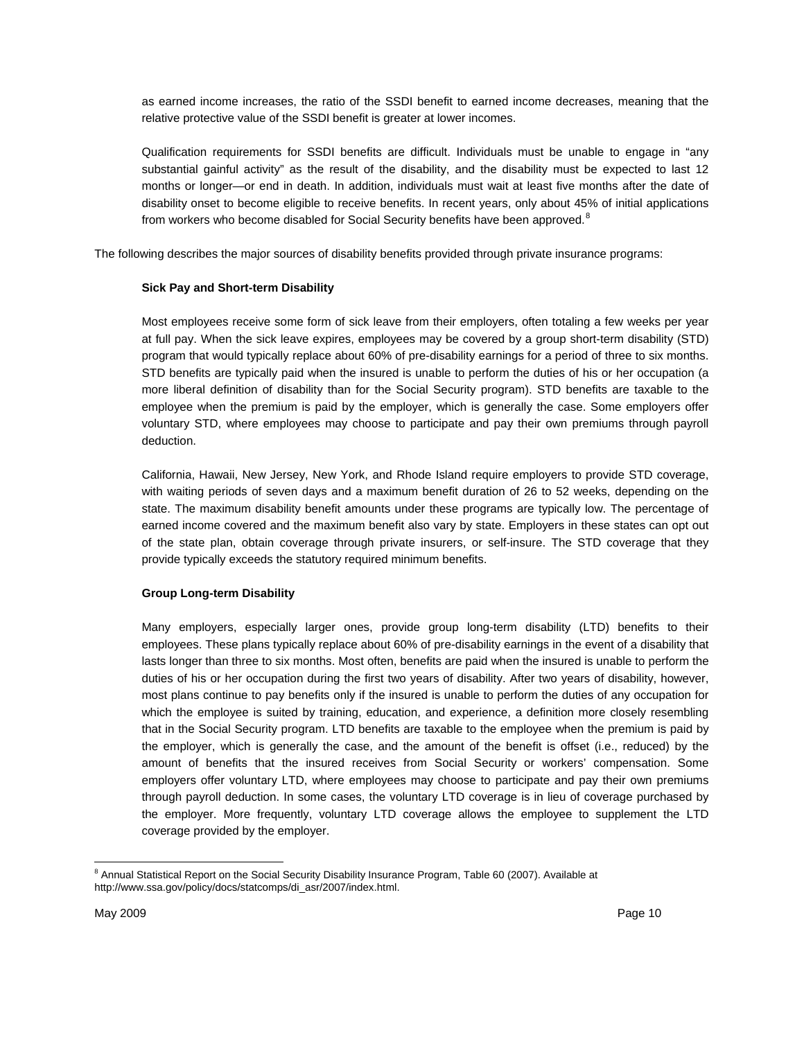as earned income increases, the ratio of the SSDI benefit to earned income decreases, meaning that the relative protective value of the SSDI benefit is greater at lower incomes.

Qualification requirements for SSDI benefits are difficult. Individuals must be unable to engage in "any substantial gainful activity" as the result of the disability, and the disability must be expected to last 12 months or longer—or end in death. In addition, individuals must wait at least five months after the date of disability onset to become eligible to receive benefits. In recent years, only about 45% of initial applications from workers who become disabled for Social Security benefits have been approved.[8]

The following describes the major sources of disability benefits provided through private insurance programs:

**Sick Pay and Short-term Disability**

Most employees receive some form of sick leave from their employers, often totaling a few weeks per year at full pay. When the sick leave expires, employees may be covered by a group short-term disability (STD) program that would typically replace about 60% of pre-disability earnings for a period of three to six months. STD benefits are typically paid when the insured is unable to perform the duties of his or her occupation (a more liberal definition of disability than for the Social Security program). STD benefits are taxable to the employee when the premium is paid by the employer, which is generally the case. Some employers offer voluntary STD, where employees may choose to participate and pay their own premiums through payroll deduction.

California, Hawaii, New Jersey, New York, and Rhode Island require employers to provide STD coverage, with waiting periods of seven days and a maximum benefit duration of 26 to 52 weeks, depending on the state. The maximum disability benefit amounts under these programs are typically low. The percentage of earned income covered and the maximum benefit also vary by state. Employers in these states can opt out of the state plan, obtain coverage through private insurers, or self-insure. The STD coverage that they provide typically exceeds the statutory required minimum benefits.

**Group Long-term Disability**

Many employers, especially larger ones, provide group long-term disability (LTD) benefits to their employees. These plans typically replace about 60% of pre-disability earnings in the event of a disability that lasts longer than three to six months. Most often, benefits are paid when the insured is unable to perform the duties of his or her occupation during the first two years of disability. After two years of disability, however, most plans continue to pay benefits only if the insured is unable to perform the duties of any occupation for which the employee is suited by training, education, and experience, a definition more closely resembling that in the Social Security program. LTD benefits are taxable to the employee when the premium is paid by the employer, which is generally the case, and the amount of the benefit is offset (i.e., reduced) by the amount of benefits that the insured receives from Social Security or workers' compensation. Some employers offer voluntary LTD, where employees may choose to participate and pay their own premiums through payroll deduction. In some cases, the voluntary LTD coverage is in lieu of coverage purchased by the employer. More frequently, voluntary LTD coverage allows the employee to supplement the LTD coverage provided by the employer.

---

[8] Annual Statistical Report on the Social Security Disability Insurance Program, Table 60 (2007). Available at http://www.ssa.gov/policy/docs/statcomps/di_asr/2007/index.html.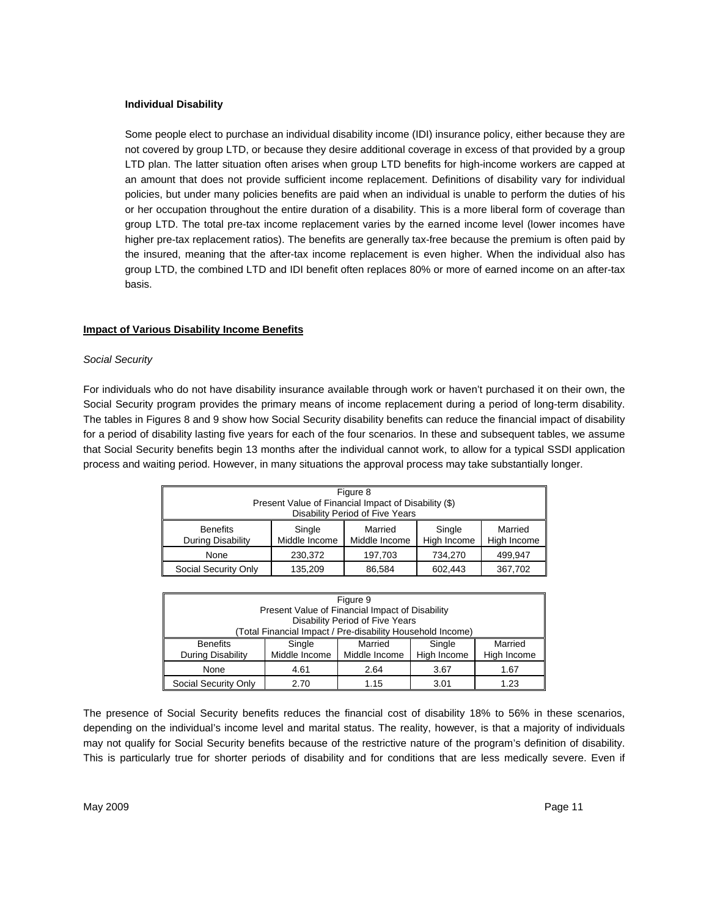**Individual Disability**

Some people elect to purchase an individual disability income (IDI) insurance policy, either because they are not covered by group LTD, or because they desire additional coverage in excess of that provided by a group LTD plan. The latter situation often arises when group LTD benefits for high-income workers are capped at an amount that does not provide sufficient income replacement. Definitions of disability vary for individual policies, but under many policies benefits are paid when an individual is unable to perform the duties of his or her occupation throughout the entire duration of a disability. This is a more liberal form of coverage than group LTD. The total pre-tax income replacement varies by the earned income level (lower incomes have higher pre-tax replacement ratios). The benefits are generally tax-free because the premium is often paid by the insured, meaning that the after-tax income replacement is even higher. When the individual also has group LTD, the combined LTD and IDI benefit often replaces 80% or more of earned income on an after-tax basis.

## Impact of Various Disability Income Benefits

*Social Security*

For individuals who do not have disability insurance available through work or haven't purchased it on their own, the Social Security program provides the primary means of income replacement during a period of long-term disability. The tables in Figures 8 and 9 show how Social Security disability benefits can reduce the financial impact of disability for a period of disability lasting five years for each of the four scenarios. In these and subsequent tables, we assume that Social Security benefits begin 13 months after the individual cannot work, to allow for a typical SSDI application process and waiting period. However, in many situations the approval process may take substantially longer.

Figure 8
Present Value of Financial Impact of Disability ($)
Disability Period of Five Years

| Benefits During Disability | Single Middle Income | Married Middle Income | Single High Income | Married High Income |
|---|---|---|---|---|
| None | 230,372 | 197,703 | 734,270 | 499,947 |
| Social Security Only | 135,209 | 86,584 | 602,443 | 367,702 |

Figure 9
Present Value of Financial Impact of Disability
Disability Period of Five Years
(Total Financial Impact / Pre-disability Household Income)

| Benefits During Disability | Single Middle Income | Married Middle Income | Single High Income | Married High Income |
|---|---|---|---|---|
| None | 4.61 | 2.64 | 3.67 | 1.67 |
| Social Security Only | 2.70 | 1.15 | 3.01 | 1.23 |

The presence of Social Security benefits reduces the financial cost of disability 18% to 56% in these scenarios, depending on the individual's income level and marital status. The reality, however, is that a majority of individuals may not qualify for Social Security benefits because of the restrictive nature of the program's definition of disability. This is particularly true for shorter periods of disability and for conditions that are less medically severe. Even if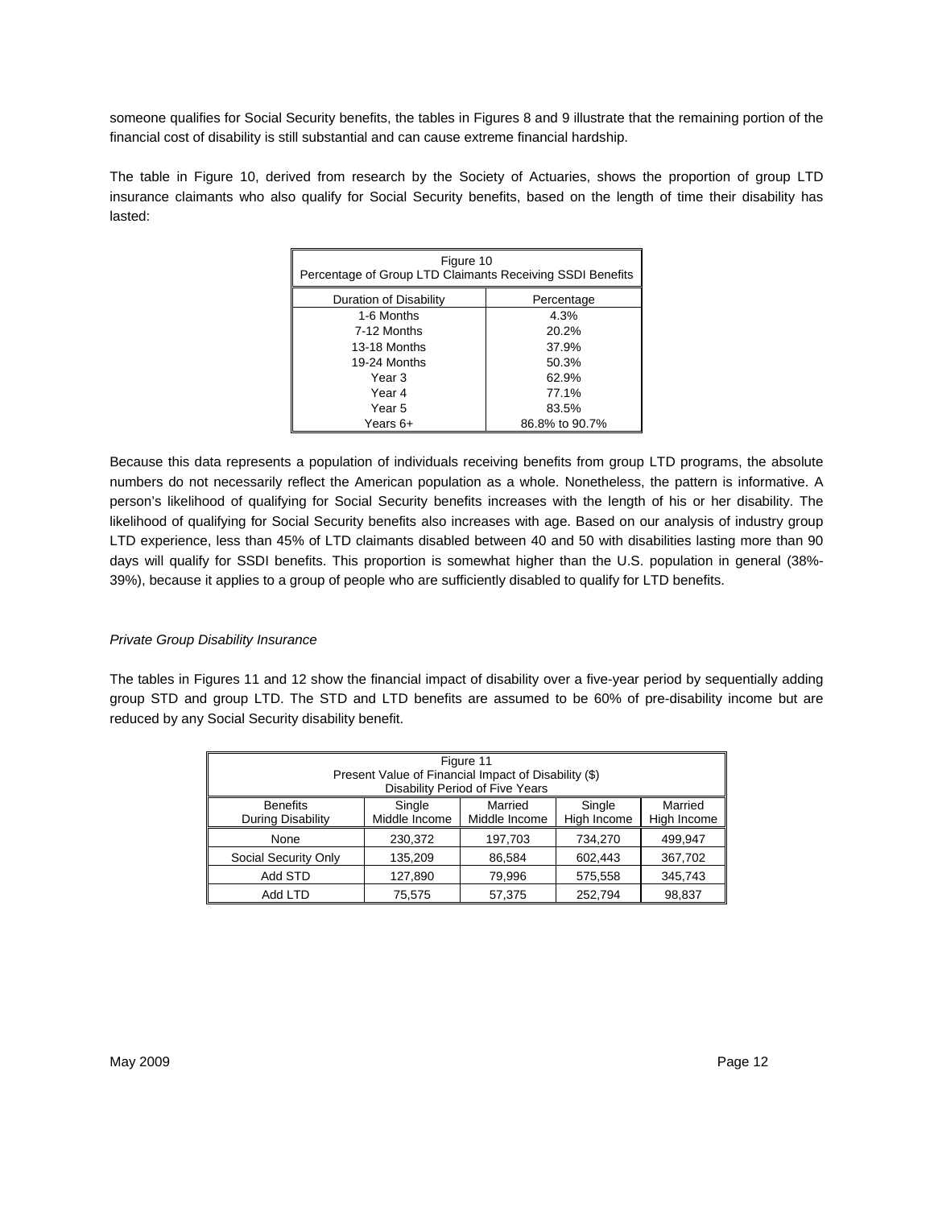someone qualifies for Social Security benefits, the tables in Figures 8 and 9 illustrate that the remaining portion of the financial cost of disability is still substantial and can cause extreme financial hardship.

The table in Figure 10, derived from research by the Society of Actuaries, shows the proportion of group LTD insurance claimants who also qualify for Social Security benefits, based on the length of time their disability has lasted:

Figure 10
Percentage of Group LTD Claimants Receiving SSDI Benefits

| Duration of Disability | Percentage |
|---|---|
| 1-6 Months | 4.3% |
| 7-12 Months | 20.2% |
| 13-18 Months | 37.9% |
| 19-24 Months | 50.3% |
| Year 3 | 62.9% |
| Year 4 | 77.1% |
| Year 5 | 83.5% |
| Years 6+ | 86.8% to 90.7% |

Because this data represents a population of individuals receiving benefits from group LTD programs, the absolute numbers do not necessarily reflect the American population as a whole. Nonetheless, the pattern is informative. A person's likelihood of qualifying for Social Security benefits increases with the length of his or her disability. The likelihood of qualifying for Social Security benefits also increases with age. Based on our analysis of industry group LTD experience, less than 45% of LTD claimants disabled between 40 and 50 with disabilities lasting more than 90 days will qualify for SSDI benefits. This proportion is somewhat higher than the U.S. population in general (38%-39%), because it applies to a group of people who are sufficiently disabled to qualify for LTD benefits.

*Private Group Disability Insurance*

The tables in Figures 11 and 12 show the financial impact of disability over a five-year period by sequentially adding group STD and group LTD. The STD and LTD benefits are assumed to be 60% of pre-disability income but are reduced by any Social Security disability benefit.

Figure 11
Present Value of Financial Impact of Disability ($)
Disability Period of Five Years

| Benefits During Disability | Single Middle Income | Married Middle Income | Single High Income | Married High Income |
|---|---|---|---|---|
| None | 230,372 | 197,703 | 734,270 | 499,947 |
| Social Security Only | 135,209 | 86,584 | 602,443 | 367,702 |
| Add STD | 127,890 | 79,996 | 575,558 | 345,743 |
| Add LTD | 75,575 | 57,375 | 252,794 | 98,837 |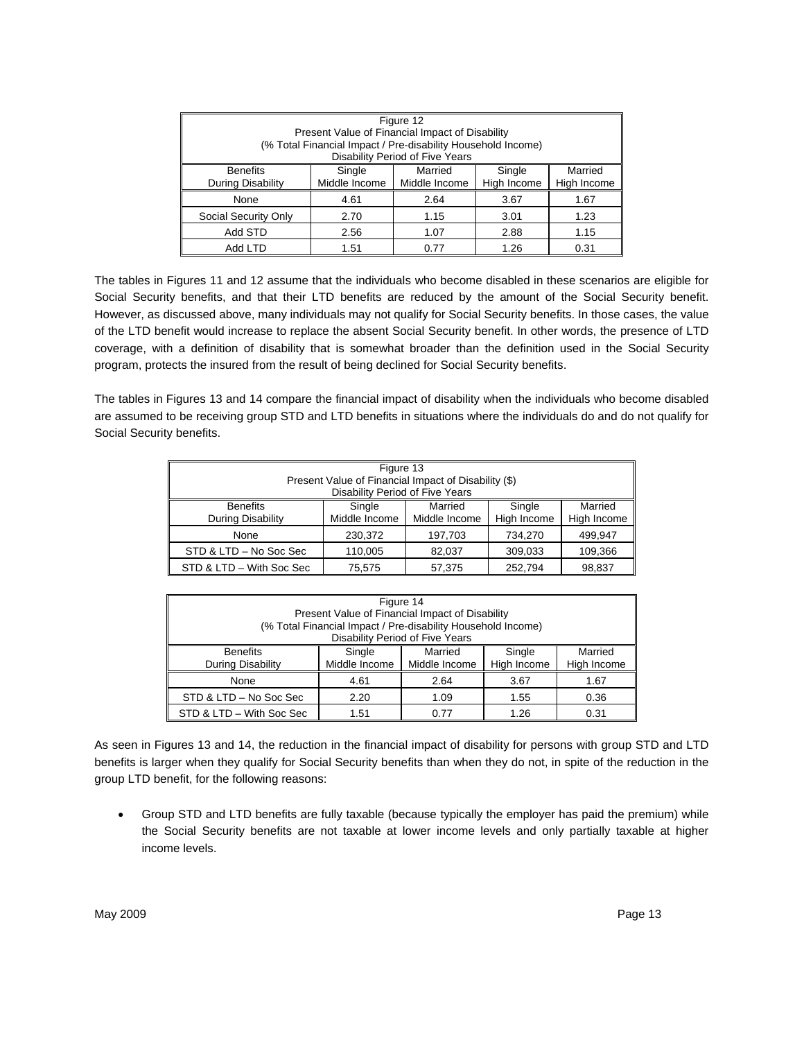| Figure 12<br>Present Value of Financial Impact of Disability<br>(% Total Financial Impact / Pre-disability Household Income)<br>Disability Period of Five Years | | | | |
|---|---|---|---|---|
| Benefits During Disability | Single Middle Income | Married Middle Income | Single High Income | Married High Income |
| None | 4.61 | 2.64 | 3.67 | 1.67 |
| Social Security Only | 2.70 | 1.15 | 3.01 | 1.23 |
| Add STD | 2.56 | 1.07 | 2.88 | 1.15 |
| Add LTD | 1.51 | 0.77 | 1.26 | 0.31 |

The tables in Figures 11 and 12 assume that the individuals who become disabled in these scenarios are eligible for Social Security benefits, and that their LTD benefits are reduced by the amount of the Social Security benefit. However, as discussed above, many individuals may not qualify for Social Security benefits. In those cases, the value of the LTD benefit would increase to replace the absent Social Security benefit. In other words, the presence of LTD coverage, with a definition of disability that is somewhat broader than the definition used in the Social Security program, protects the insured from the result of being declined for Social Security benefits.

The tables in Figures 13 and 14 compare the financial impact of disability when the individuals who become disabled are assumed to be receiving group STD and LTD benefits in situations where the individuals do and do not qualify for Social Security benefits.

| Figure 13<br>Present Value of Financial Impact of Disability ($)<br>Disability Period of Five Years | | | | |
|---|---|---|---|---|
| Benefits During Disability | Single Middle Income | Married Middle Income | Single High Income | Married High Income |
| None | 230,372 | 197,703 | 734,270 | 499,947 |
| STD & LTD – No Soc Sec | 110,005 | 82,037 | 309,033 | 109,366 |
| STD & LTD – With Soc Sec | 75,575 | 57,375 | 252,794 | 98,837 |

| Figure 14<br>Present Value of Financial Impact of Disability<br>(% Total Financial Impact / Pre-disability Household Income)<br>Disability Period of Five Years | | | | |
|---|---|---|---|---|
| Benefits During Disability | Single Middle Income | Married Middle Income | Single High Income | Married High Income |
| None | 4.61 | 2.64 | 3.67 | 1.67 |
| STD & LTD – No Soc Sec | 2.20 | 1.09 | 1.55 | 0.36 |
| STD & LTD – With Soc Sec | 1.51 | 0.77 | 1.26 | 0.31 |

As seen in Figures 13 and 14, the reduction in the financial impact of disability for persons with group STD and LTD benefits is larger when they qualify for Social Security benefits than when they do not, in spite of the reduction in the group LTD benefit, for the following reasons:

- Group STD and LTD benefits are fully taxable (because typically the employer has paid the premium) while the Social Security benefits are not taxable at lower income levels and only partially taxable at higher income levels.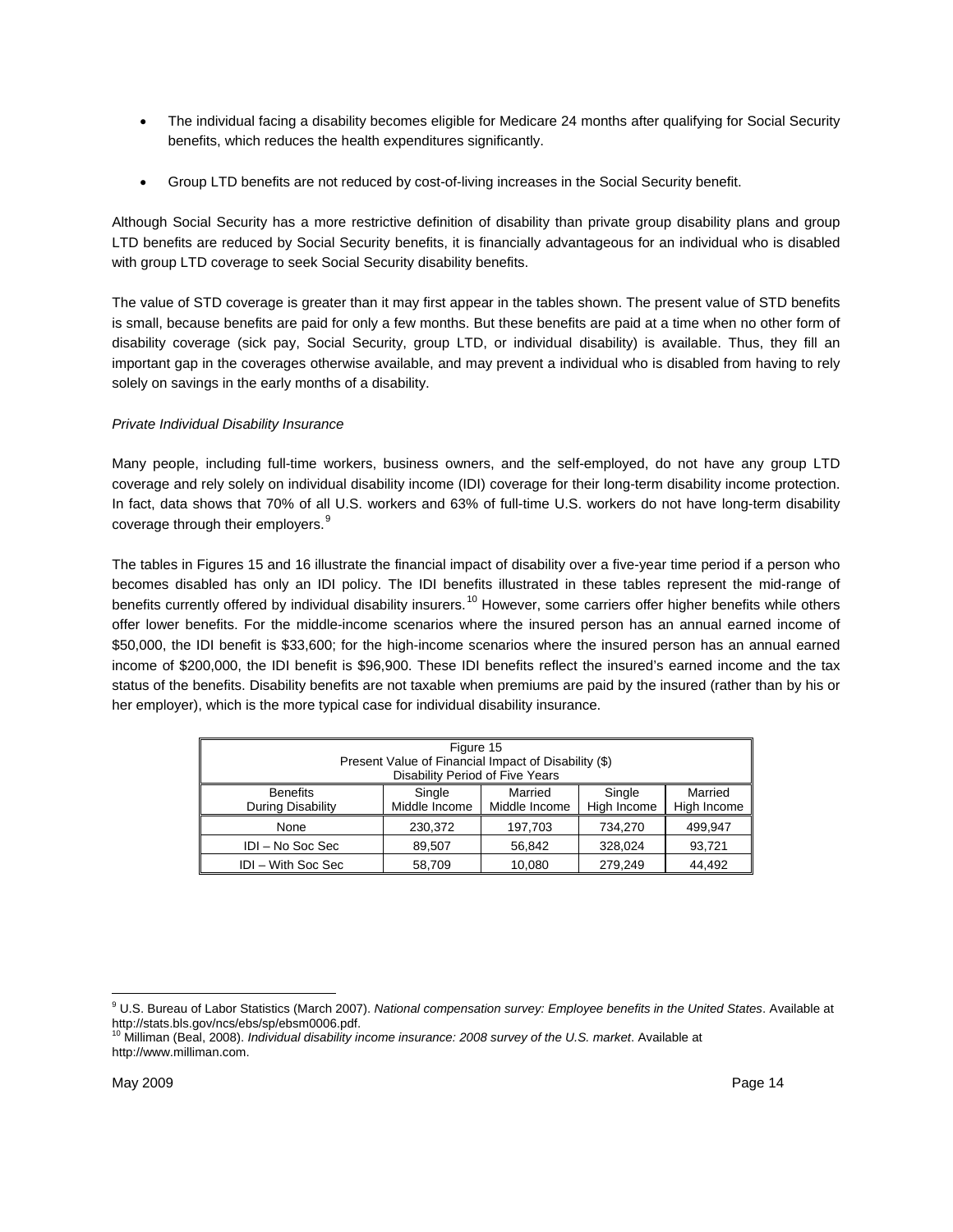- The individual facing a disability becomes eligible for Medicare 24 months after qualifying for Social Security benefits, which reduces the health expenditures significantly.

- Group LTD benefits are not reduced by cost-of-living increases in the Social Security benefit.

Although Social Security has a more restrictive definition of disability than private group disability plans and group LTD benefits are reduced by Social Security benefits, it is financially advantageous for an individual who is disabled with group LTD coverage to seek Social Security disability benefits.

The value of STD coverage is greater than it may first appear in the tables shown. The present value of STD benefits is small, because benefits are paid for only a few months. But these benefits are paid at a time when no other form of disability coverage (sick pay, Social Security, group LTD, or individual disability) is available. Thus, they fill an important gap in the coverages otherwise available, and may prevent a individual who is disabled from having to rely solely on savings in the early months of a disability.

*Private Individual Disability Insurance*

Many people, including full-time workers, business owners, and the self-employed, do not have any group LTD coverage and rely solely on individual disability income (IDI) coverage for their long-term disability income protection. In fact, data shows that 70% of all U.S. workers and 63% of full-time U.S. workers do not have long-term disability coverage through their employers.[9]

The tables in Figures 15 and 16 illustrate the financial impact of disability over a five-year time period if a person who becomes disabled has only an IDI policy. The IDI benefits illustrated in these tables represent the mid-range of benefits currently offered by individual disability insurers.[10] However, some carriers offer higher benefits while others offer lower benefits. For the middle-income scenarios where the insured person has an annual earned income of $50,000, the IDI benefit is $33,600; for the high-income scenarios where the insured person has an annual earned income of $200,000, the IDI benefit is $96,900. These IDI benefits reflect the insured's earned income and the tax status of the benefits. Disability benefits are not taxable when premiums are paid by the insured (rather than by his or her employer), which is the more typical case for individual disability insurance.

Figure 15
Present Value of Financial Impact of Disability ($)
Disability Period of Five Years

| Benefits During Disability | Single Middle Income | Married Middle Income | Single High Income | Married High Income |
|---|---|---|---|---|
| None | 230,372 | 197,703 | 734,270 | 499,947 |
| IDI – No Soc Sec | 89,507 | 56,842 | 328,024 | 93,721 |
| IDI – With Soc Sec | 58,709 | 10,080 | 279,249 | 44,492 |

[9] U.S. Bureau of Labor Statistics (March 2007). *National compensation survey: Employee benefits in the United States*. Available at http://stats.bls.gov/ncs/ebs/sp/ebsm0006.pdf.

[10] Milliman (Beal, 2008). *Individual disability income insurance: 2008 survey of the U.S. market*. Available at http://www.milliman.com.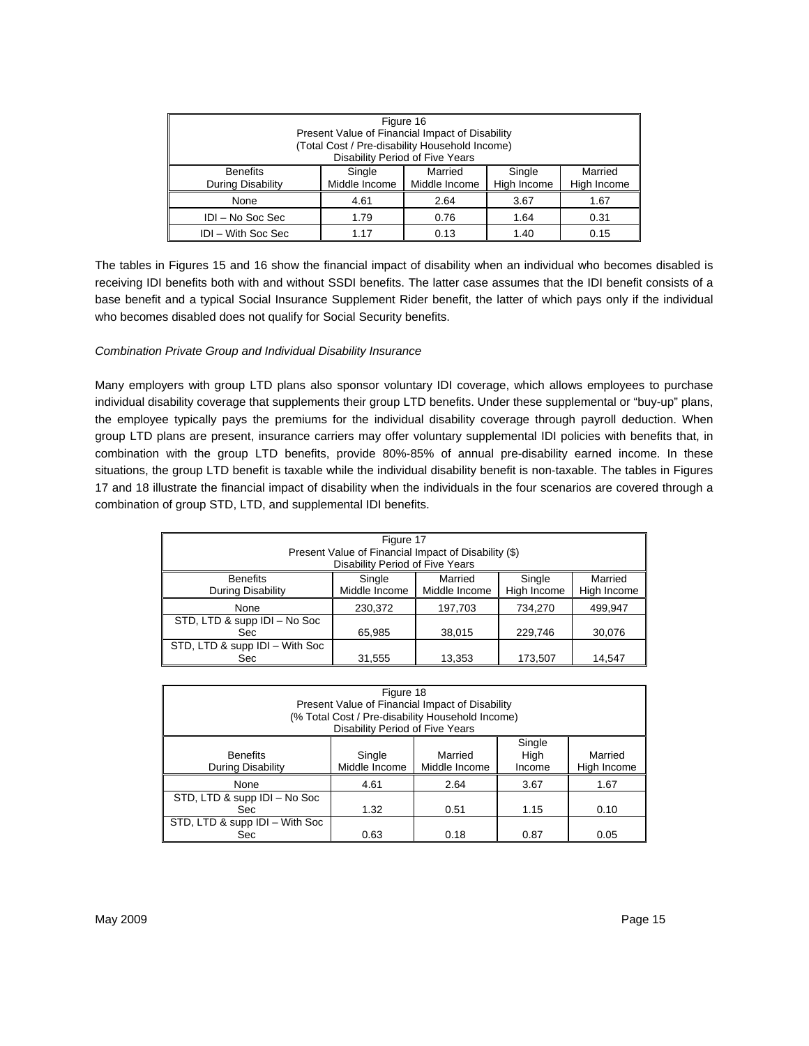| Figure 16<br>Present Value of Financial Impact of Disability<br>(Total Cost / Pre-disability Household Income)<br>Disability Period of Five Years | | | | |
|---|---|---|---|---|
| Benefits During Disability | Single Middle Income | Married Middle Income | Single High Income | Married High Income |
| None | 4.61 | 2.64 | 3.67 | 1.67 |
| IDI – No Soc Sec | 1.79 | 0.76 | 1.64 | 0.31 |
| IDI – With Soc Sec | 1.17 | 0.13 | 1.40 | 0.15 |

The tables in Figures 15 and 16 show the financial impact of disability when an individual who becomes disabled is receiving IDI benefits both with and without SSDI benefits. The latter case assumes that the IDI benefit consists of a base benefit and a typical Social Insurance Supplement Rider benefit, the latter of which pays only if the individual who becomes disabled does not qualify for Social Security benefits.

*Combination Private Group and Individual Disability Insurance*

Many employers with group LTD plans also sponsor voluntary IDI coverage, which allows employees to purchase individual disability coverage that supplements their group LTD benefits. Under these supplemental or "buy-up" plans, the employee typically pays the premiums for the individual disability coverage through payroll deduction. When group LTD plans are present, insurance carriers may offer voluntary supplemental IDI policies with benefits that, in combination with the group LTD benefits, provide 80%-85% of annual pre-disability earned income. In these situations, the group LTD benefit is taxable while the individual disability benefit is non-taxable. The tables in Figures 17 and 18 illustrate the financial impact of disability when the individuals in the four scenarios are covered through a combination of group STD, LTD, and supplemental IDI benefits.

| Figure 17<br>Present Value of Financial Impact of Disability ($)<br>Disability Period of Five Years | | | | |
|---|---|---|---|---|
| Benefits During Disability | Single Middle Income | Married Middle Income | Single High Income | Married High Income |
| None | 230,372 | 197,703 | 734,270 | 499,947 |
| STD, LTD & supp IDI – No Soc Sec | 65,985 | 38,015 | 229,746 | 30,076 |
| STD, LTD & supp IDI – With Soc Sec | 31,555 | 13,353 | 173,507 | 14,547 |

| Figure 18<br>Present Value of Financial Impact of Disability<br>(% Total Cost / Pre-disability Household Income)<br>Disability Period of Five Years | | | | |
|---|---|---|---|---|
| Benefits During Disability | Single Middle Income | Married Middle Income | Single High Income | Married High Income |
| None | 4.61 | 2.64 | 3.67 | 1.67 |
| STD, LTD & supp IDI – No Soc Sec | 1.32 | 0.51 | 1.15 | 0.10 |
| STD, LTD & supp IDI – With Soc Sec | 0.63 | 0.18 | 0.87 | 0.05 |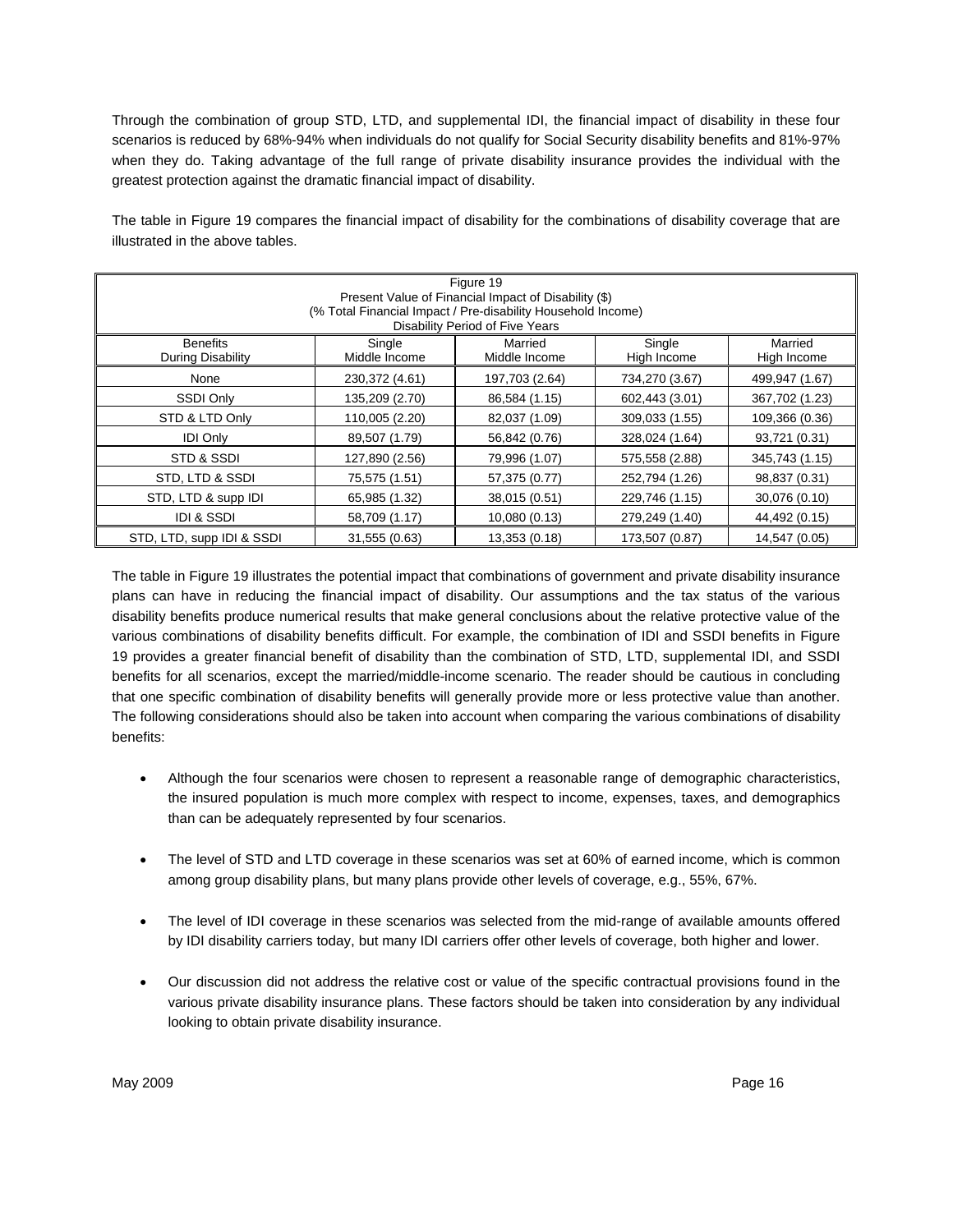Through the combination of group STD, LTD, and supplemental IDI, the financial impact of disability in these four scenarios is reduced by 68%-94% when individuals do not qualify for Social Security disability benefits and 81%-97% when they do. Taking advantage of the full range of private disability insurance provides the individual with the greatest protection against the dramatic financial impact of disability.

The table in Figure 19 compares the financial impact of disability for the combinations of disability coverage that are illustrated in the above tables.

Figure 19
Present Value of Financial Impact of Disability ($)
(% Total Financial Impact / Pre-disability Household Income)
Disability Period of Five Years

| Benefits During Disability | Single Middle Income | Married Middle Income | Single High Income | Married High Income |
|---|---|---|---|---|
| None | 230,372 (4.61) | 197,703 (2.64) | 734,270 (3.67) | 499,947 (1.67) |
| SSDI Only | 135,209 (2.70) | 86,584 (1.15) | 602,443 (3.01) | 367,702 (1.23) |
| STD & LTD Only | 110,005 (2.20) | 82,037 (1.09) | 309,033 (1.55) | 109,366 (0.36) |
| IDI Only | 89,507 (1.79) | 56,842 (0.76) | 328,024 (1.64) | 93,721 (0.31) |
| STD & SSDI | 127,890 (2.56) | 79,996 (1.07) | 575,558 (2.88) | 345,743 (1.15) |
| STD, LTD & SSDI | 75,575 (1.51) | 57,375 (0.77) | 252,794 (1.26) | 98,837 (0.31) |
| STD, LTD & supp IDI | 65,985 (1.32) | 38,015 (0.51) | 229,746 (1.15) | 30,076 (0.10) |
| IDI & SSDI | 58,709 (1.17) | 10,080 (0.13) | 279,249 (1.40) | 44,492 (0.15) |
| STD, LTD, supp IDI & SSDI | 31,555 (0.63) | 13,353 (0.18) | 173,507 (0.87) | 14,547 (0.05) |

The table in Figure 19 illustrates the potential impact that combinations of government and private disability insurance plans can have in reducing the financial impact of disability. Our assumptions and the tax status of the various disability benefits produce numerical results that make general conclusions about the relative protective value of the various combinations of disability benefits difficult. For example, the combination of IDI and SSDI benefits in Figure 19 provides a greater financial benefit of disability than the combination of STD, LTD, supplemental IDI, and SSDI benefits for all scenarios, except the married/middle-income scenario. The reader should be cautious in concluding that one specific combination of disability benefits will generally provide more or less protective value than another. The following considerations should also be taken into account when comparing the various combinations of disability benefits:

- Although the four scenarios were chosen to represent a reasonable range of demographic characteristics, the insured population is much more complex with respect to income, expenses, taxes, and demographics than can be adequately represented by four scenarios.

- The level of STD and LTD coverage in these scenarios was set at 60% of earned income, which is common among group disability plans, but many plans provide other levels of coverage, e.g., 55%, 67%.

- The level of IDI coverage in these scenarios was selected from the mid-range of available amounts offered by IDI disability carriers today, but many IDI carriers offer other levels of coverage, both higher and lower.

- Our discussion did not address the relative cost or value of the specific contractual provisions found in the various private disability insurance plans. These factors should be taken into consideration by any individual looking to obtain private disability insurance.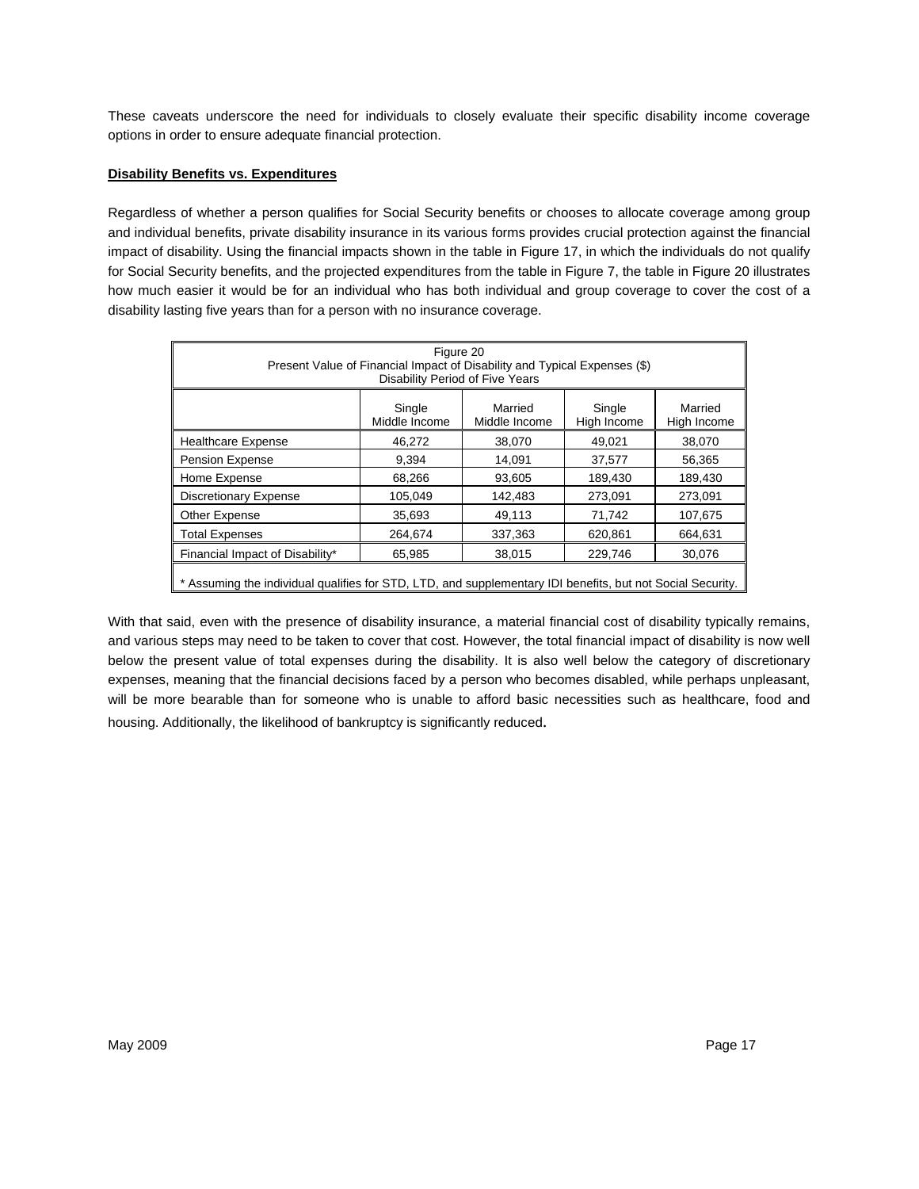These caveats underscore the need for individuals to closely evaluate their specific disability income coverage options in order to ensure adequate financial protection.

**Disability Benefits vs. Expenditures**

Regardless of whether a person qualifies for Social Security benefits or chooses to allocate coverage among group and individual benefits, private disability insurance in its various forms provides crucial protection against the financial impact of disability. Using the financial impacts shown in the table in Figure 17, in which the individuals do not qualify for Social Security benefits, and the projected expenditures from the table in Figure 7, the table in Figure 20 illustrates how much easier it would be for an individual who has both individual and group coverage to cover the cost of a disability lasting five years than for a person with no insurance coverage.

Figure 20
Present Value of Financial Impact of Disability and Typical Expenses ($)
Disability Period of Five Years

| | Single Middle Income | Married Middle Income | Single High Income | Married High Income |
|---|---|---|---|---|
| Healthcare Expense | 46,272 | 38,070 | 49,021 | 38,070 |
| Pension Expense | 9,394 | 14,091 | 37,577 | 56,365 |
| Home Expense | 68,266 | 93,605 | 189,430 | 189,430 |
| Discretionary Expense | 105,049 | 142,483 | 273,091 | 273,091 |
| Other Expense | 35,693 | 49,113 | 71,742 | 107,675 |
| Total Expenses | 264,674 | 337,363 | 620,861 | 664,631 |
| Financial Impact of Disability* | 65,985 | 38,015 | 229,746 | 30,076 |

* Assuming the individual qualifies for STD, LTD, and supplementary IDI benefits, but not Social Security.

With that said, even with the presence of disability insurance, a material financial cost of disability typically remains, and various steps may need to be taken to cover that cost. However, the total financial impact of disability is now well below the present value of total expenses during the disability. It is also well below the category of discretionary expenses, meaning that the financial decisions faced by a person who becomes disabled, while perhaps unpleasant, will be more bearable than for someone who is unable to afford basic necessities such as healthcare, food and housing. Additionally, the likelihood of bankruptcy is significantly reduced.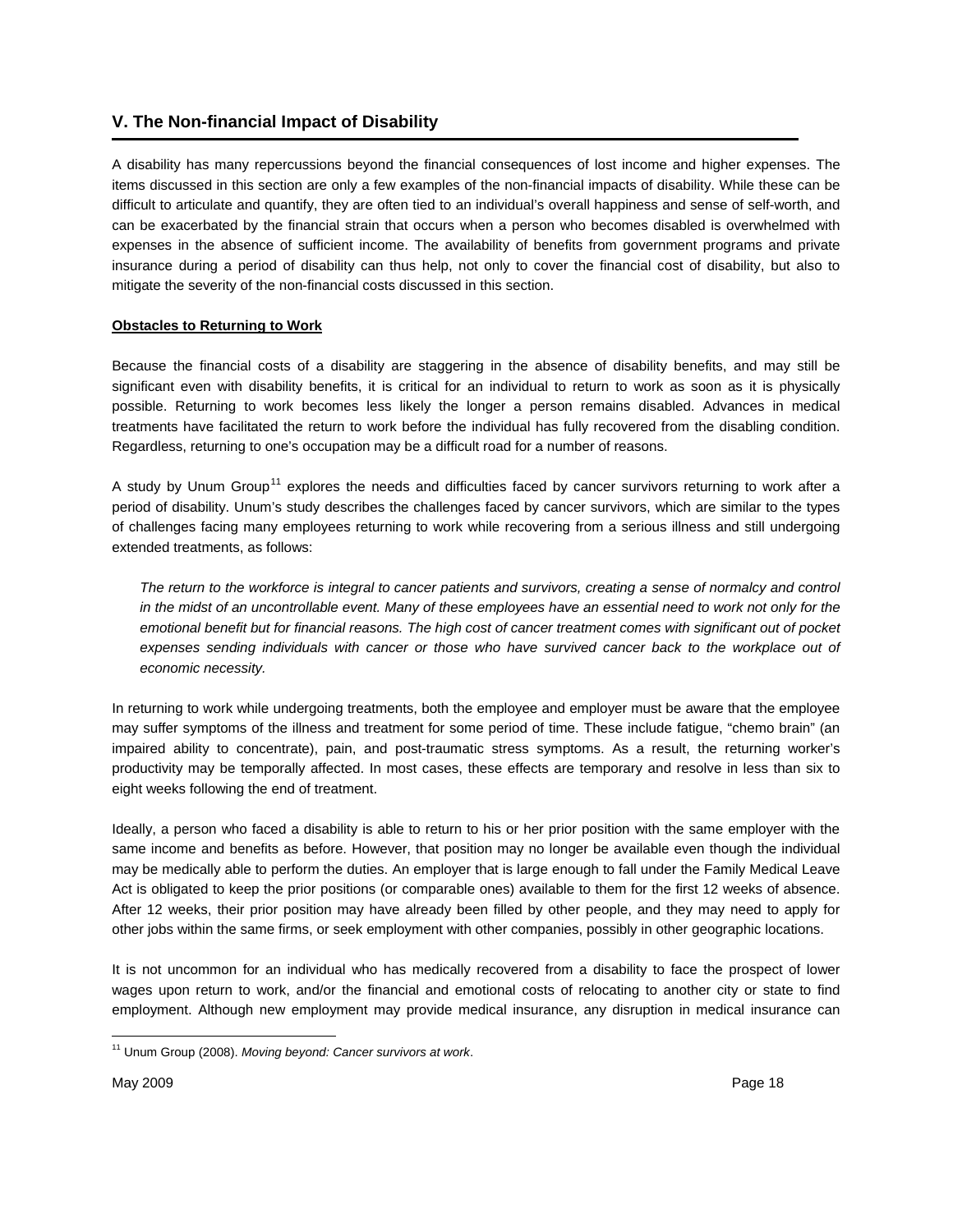## V. The Non-financial Impact of Disability

A disability has many repercussions beyond the financial consequences of lost income and higher expenses. The items discussed in this section are only a few examples of the non-financial impacts of disability. While these can be difficult to articulate and quantify, they are often tied to an individual's overall happiness and sense of self-worth, and can be exacerbated by the financial strain that occurs when a person who becomes disabled is overwhelmed with expenses in the absence of sufficient income. The availability of benefits from government programs and private insurance during a period of disability can thus help, not only to cover the financial cost of disability, but also to mitigate the severity of the non-financial costs discussed in this section.

**Obstacles to Returning to Work**

Because the financial costs of a disability are staggering in the absence of disability benefits, and may still be significant even with disability benefits, it is critical for an individual to return to work as soon as it is physically possible. Returning to work becomes less likely the longer a person remains disabled. Advances in medical treatments have facilitated the return to work before the individual has fully recovered from the disabling condition. Regardless, returning to one's occupation may be a difficult road for a number of reasons.

A study by Unum Group[11] explores the needs and difficulties faced by cancer survivors returning to work after a period of disability. Unum's study describes the challenges faced by cancer survivors, which are similar to the types of challenges facing many employees returning to work while recovering from a serious illness and still undergoing extended treatments, as follows:

> *The return to the workforce is integral to cancer patients and survivors, creating a sense of normalcy and control in the midst of an uncontrollable event. Many of these employees have an essential need to work not only for the emotional benefit but for financial reasons. The high cost of cancer treatment comes with significant out of pocket expenses sending individuals with cancer or those who have survived cancer back to the workplace out of economic necessity.*

In returning to work while undergoing treatments, both the employee and employer must be aware that the employee may suffer symptoms of the illness and treatment for some period of time. These include fatigue, "chemo brain" (an impaired ability to concentrate), pain, and post-traumatic stress symptoms. As a result, the returning worker's productivity may be temporally affected. In most cases, these effects are temporary and resolve in less than six to eight weeks following the end of treatment.

Ideally, a person who faced a disability is able to return to his or her prior position with the same employer with the same income and benefits as before. However, that position may no longer be available even though the individual may be medically able to perform the duties. An employer that is large enough to fall under the Family Medical Leave Act is obligated to keep the prior positions (or comparable ones) available to them for the first 12 weeks of absence. After 12 weeks, their prior position may have already been filled by other people, and they may need to apply for other jobs within the same firms, or seek employment with other companies, possibly in other geographic locations.

It is not uncommon for an individual who has medically recovered from a disability to face the prospect of lower wages upon return to work, and/or the financial and emotional costs of relocating to another city or state to find employment. Although new employment may provide medical insurance, any disruption in medical insurance can

[11] Unum Group (2008). *Moving beyond: Cancer survivors at work*.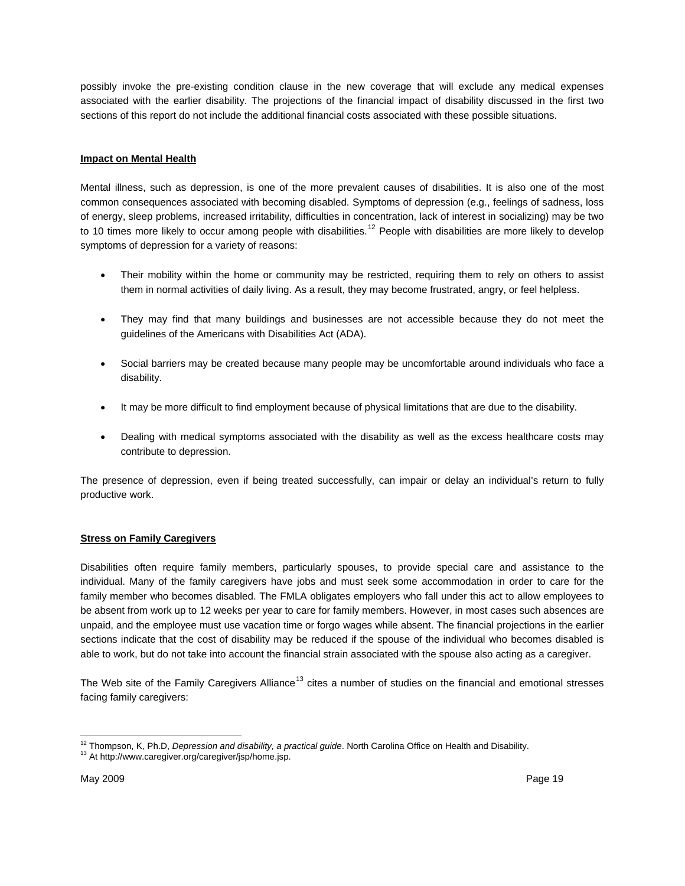possibly invoke the pre-existing condition clause in the new coverage that will exclude any medical expenses associated with the earlier disability. The projections of the financial impact of disability discussed in the first two sections of this report do not include the additional financial costs associated with these possible situations.

**Impact on Mental Health**

Mental illness, such as depression, is one of the more prevalent causes of disabilities. It is also one of the most common consequences associated with becoming disabled. Symptoms of depression (e.g., feelings of sadness, loss of energy, sleep problems, increased irritability, difficulties in concentration, lack of interest in socializing) may be two to 10 times more likely to occur among people with disabilities.[12] People with disabilities are more likely to develop symptoms of depression for a variety of reasons:

- Their mobility within the home or community may be restricted, requiring them to rely on others to assist them in normal activities of daily living. As a result, they may become frustrated, angry, or feel helpless.
- They may find that many buildings and businesses are not accessible because they do not meet the guidelines of the Americans with Disabilities Act (ADA).
- Social barriers may be created because many people may be uncomfortable around individuals who face a disability.
- It may be more difficult to find employment because of physical limitations that are due to the disability.
- Dealing with medical symptoms associated with the disability as well as the excess healthcare costs may contribute to depression.

The presence of depression, even if being treated successfully, can impair or delay an individual's return to fully productive work.

**Stress on Family Caregivers**

Disabilities often require family members, particularly spouses, to provide special care and assistance to the individual. Many of the family caregivers have jobs and must seek some accommodation in order to care for the family member who becomes disabled. The FMLA obligates employers who fall under this act to allow employees to be absent from work up to 12 weeks per year to care for family members. However, in most cases such absences are unpaid, and the employee must use vacation time or forgo wages while absent. The financial projections in the earlier sections indicate that the cost of disability may be reduced if the spouse of the individual who becomes disabled is able to work, but do not take into account the financial strain associated with the spouse also acting as a caregiver.

The Web site of the Family Caregivers Alliance[13] cites a number of studies on the financial and emotional stresses facing family caregivers:

---

[12] Thompson, K, Ph.D, *Depression and disability, a practical guide*. North Carolina Office on Health and Disability.

[13] At http://www.caregiver.org/caregiver/jsp/home.jsp.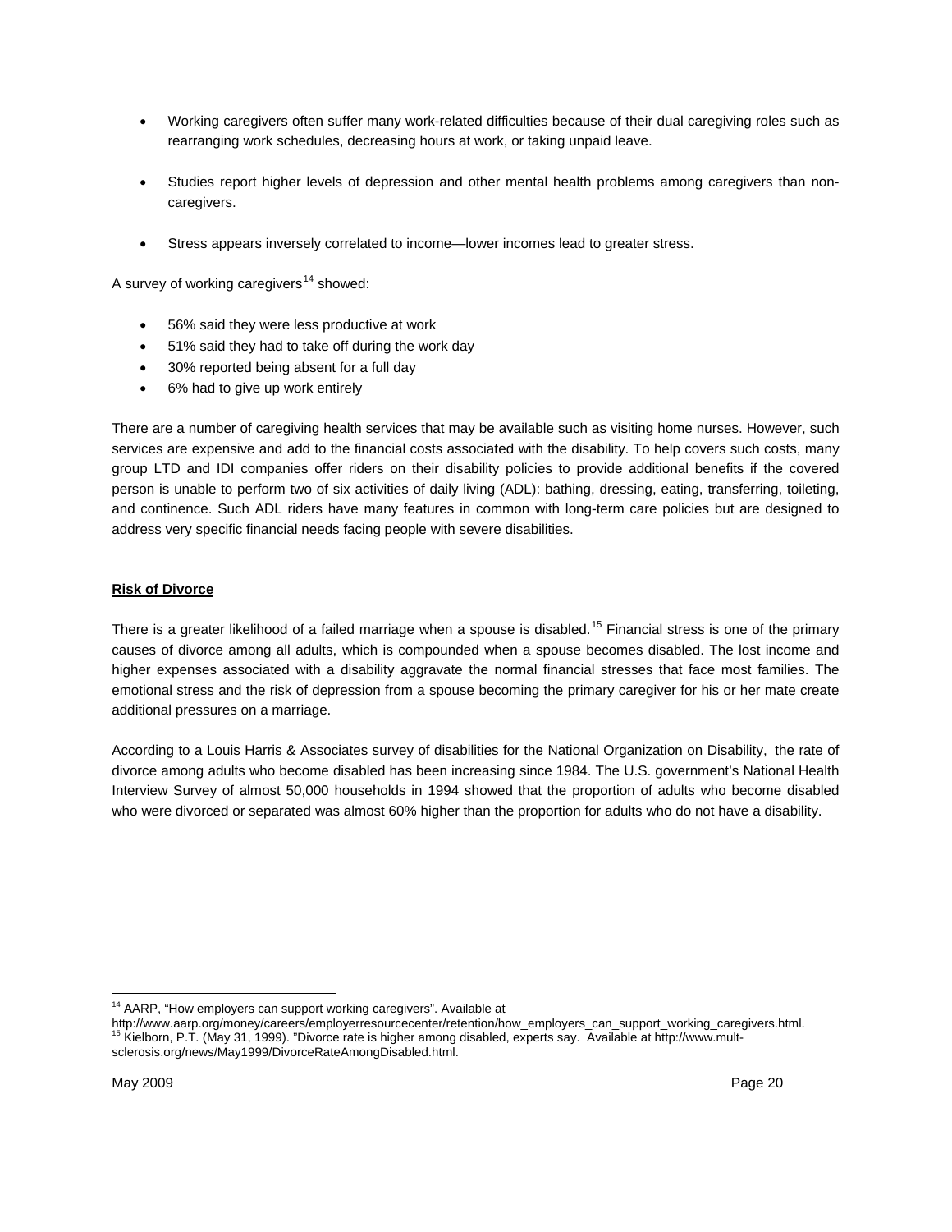- Working caregivers often suffer many work-related difficulties because of their dual caregiving roles such as rearranging work schedules, decreasing hours at work, or taking unpaid leave.
- Studies report higher levels of depression and other mental health problems among caregivers than non-caregivers.
- Stress appears inversely correlated to income—lower incomes lead to greater stress.

A survey of working caregivers[14] showed:

- 56% said they were less productive at work
- 51% said they had to take off during the work day
- 30% reported being absent for a full day
- 6% had to give up work entirely

There are a number of caregiving health services that may be available such as visiting home nurses. However, such services are expensive and add to the financial costs associated with the disability. To help covers such costs, many group LTD and IDI companies offer riders on their disability policies to provide additional benefits if the covered person is unable to perform two of six activities of daily living (ADL): bathing, dressing, eating, transferring, toileting, and continence. Such ADL riders have many features in common with long-term care policies but are designed to address very specific financial needs facing people with severe disabilities.

**Risk of Divorce**

There is a greater likelihood of a failed marriage when a spouse is disabled.[15] Financial stress is one of the primary causes of divorce among all adults, which is compounded when a spouse becomes disabled. The lost income and higher expenses associated with a disability aggravate the normal financial stresses that face most families. The emotional stress and the risk of depression from a spouse becoming the primary caregiver for his or her mate create additional pressures on a marriage.

According to a Louis Harris & Associates survey of disabilities for the National Organization on Disability, the rate of divorce among adults who become disabled has been increasing since 1984. The U.S. government's National Health Interview Survey of almost 50,000 households in 1994 showed that the proportion of adults who become disabled who were divorced or separated was almost 60% higher than the proportion for adults who do not have a disability.

---

[14] AARP, "How employers can support working caregivers". Available at http://www.aarp.org/money/careers/employerresourcecenter/retention/how_employers_can_support_working_caregivers.html.

[15] Kielborn, P.T. (May 31, 1999). "Divorce rate is higher among disabled, experts say. Available at http://www.mult-sclerosis.org/news/May1999/DivorceRateAmongDisabled.html.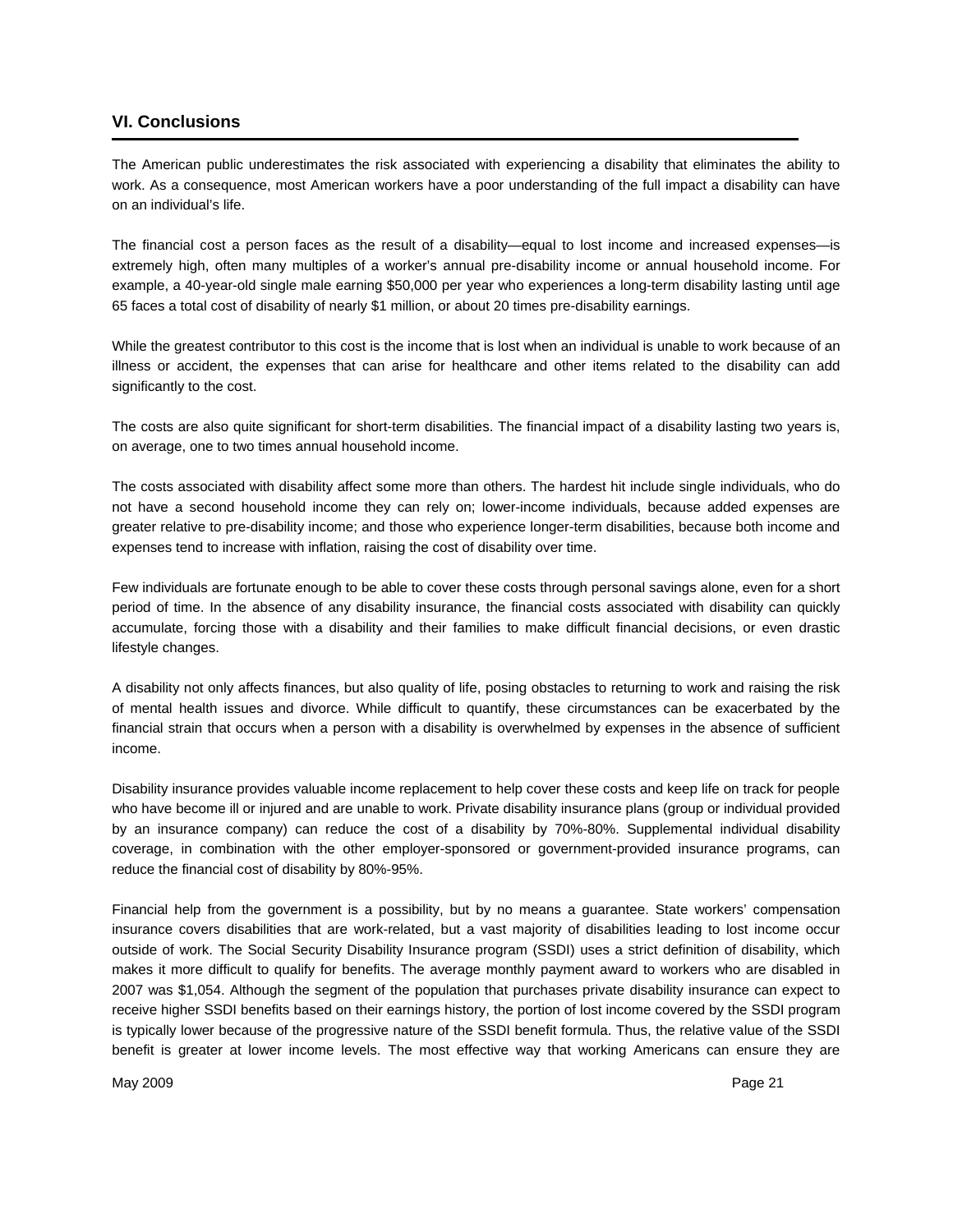## VI. Conclusions

The American public underestimates the risk associated with experiencing a disability that eliminates the ability to work. As a consequence, most American workers have a poor understanding of the full impact a disability can have on an individual's life.

The financial cost a person faces as the result of a disability—equal to lost income and increased expenses—is extremely high, often many multiples of a worker's annual pre-disability income or annual household income. For example, a 40-year-old single male earning $50,000 per year who experiences a long-term disability lasting until age 65 faces a total cost of disability of nearly $1 million, or about 20 times pre-disability earnings.

While the greatest contributor to this cost is the income that is lost when an individual is unable to work because of an illness or accident, the expenses that can arise for healthcare and other items related to the disability can add significantly to the cost.

The costs are also quite significant for short-term disabilities. The financial impact of a disability lasting two years is, on average, one to two times annual household income.

The costs associated with disability affect some more than others. The hardest hit include single individuals, who do not have a second household income they can rely on; lower-income individuals, because added expenses are greater relative to pre-disability income; and those who experience longer-term disabilities, because both income and expenses tend to increase with inflation, raising the cost of disability over time.

Few individuals are fortunate enough to be able to cover these costs through personal savings alone, even for a short period of time. In the absence of any disability insurance, the financial costs associated with disability can quickly accumulate, forcing those with a disability and their families to make difficult financial decisions, or even drastic lifestyle changes.

A disability not only affects finances, but also quality of life, posing obstacles to returning to work and raising the risk of mental health issues and divorce. While difficult to quantify, these circumstances can be exacerbated by the financial strain that occurs when a person with a disability is overwhelmed by expenses in the absence of sufficient income.

Disability insurance provides valuable income replacement to help cover these costs and keep life on track for people who have become ill or injured and are unable to work. Private disability insurance plans (group or individual provided by an insurance company) can reduce the cost of a disability by 70%-80%. Supplemental individual disability coverage, in combination with the other employer-sponsored or government-provided insurance programs, can reduce the financial cost of disability by 80%-95%.

Financial help from the government is a possibility, but by no means a guarantee. State workers' compensation insurance covers disabilities that are work-related, but a vast majority of disabilities leading to lost income occur outside of work. The Social Security Disability Insurance program (SSDI) uses a strict definition of disability, which makes it more difficult to qualify for benefits. The average monthly payment award to workers who are disabled in 2007 was $1,054. Although the segment of the population that purchases private disability insurance can expect to receive higher SSDI benefits based on their earnings history, the portion of lost income covered by the SSDI program is typically lower because of the progressive nature of the SSDI benefit formula. Thus, the relative value of the SSDI benefit is greater at lower income levels. The most effective way that working Americans can ensure they are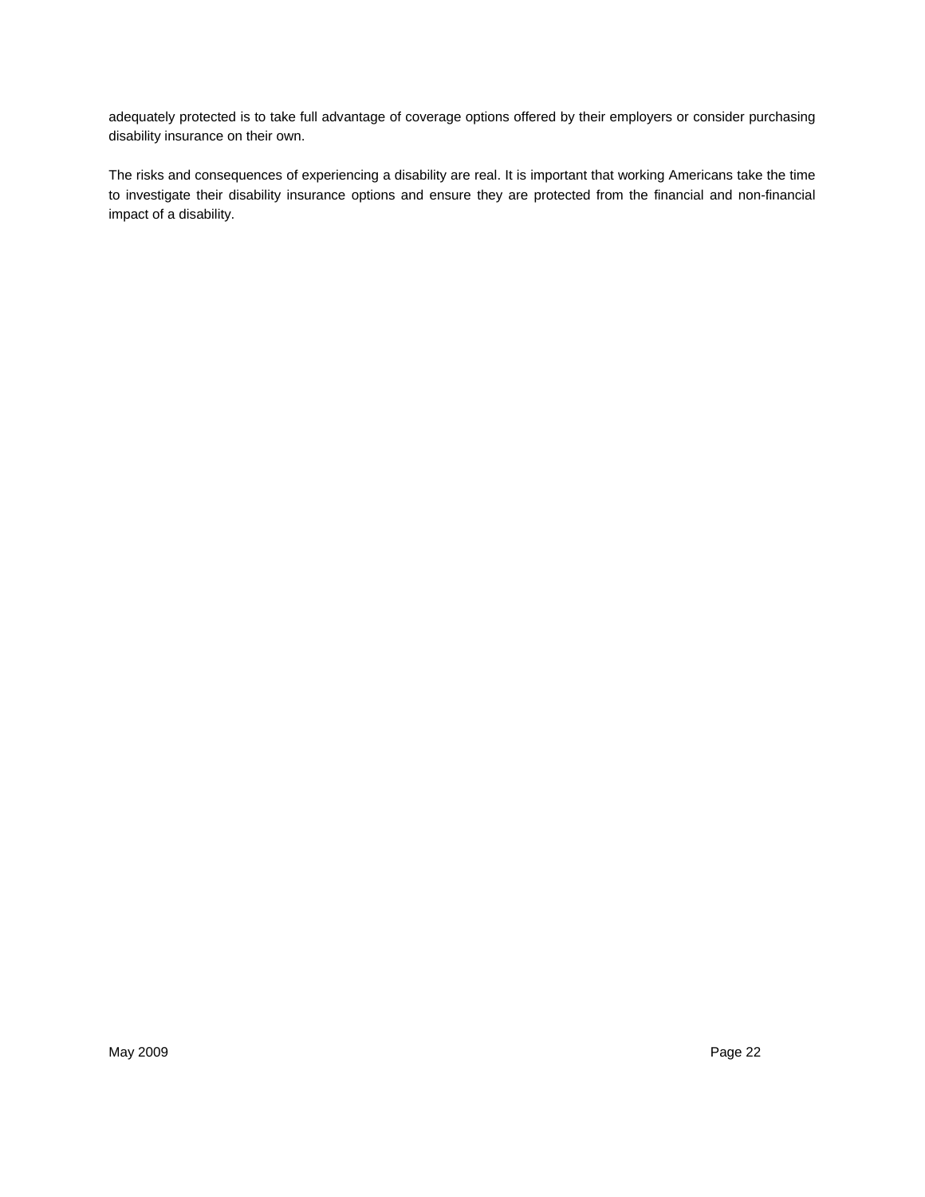adequately protected is to take full advantage of coverage options offered by their employers or consider purchasing disability insurance on their own.

The risks and consequences of experiencing a disability are real. It is important that working Americans take the time to investigate their disability insurance options and ensure they are protected from the financial and non-financial impact of a disability.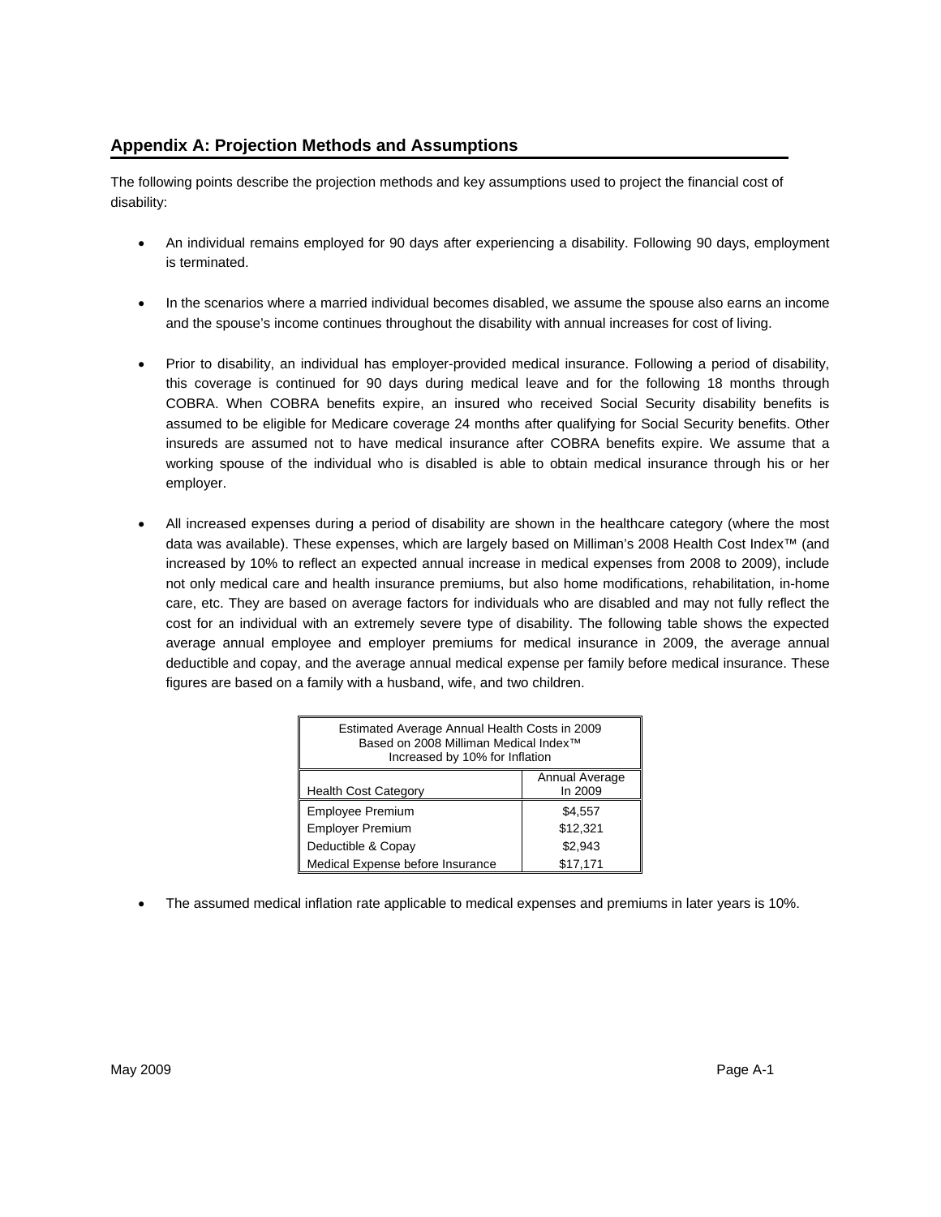## Appendix A: Projection Methods and Assumptions

The following points describe the projection methods and key assumptions used to project the financial cost of disability:

- An individual remains employed for 90 days after experiencing a disability. Following 90 days, employment is terminated.

- In the scenarios where a married individual becomes disabled, we assume the spouse also earns an income and the spouse's income continues throughout the disability with annual increases for cost of living.

- Prior to disability, an individual has employer-provided medical insurance. Following a period of disability, this coverage is continued for 90 days during medical leave and for the following 18 months through COBRA. When COBRA benefits expire, an insured who received Social Security disability benefits is assumed to be eligible for Medicare coverage 24 months after qualifying for Social Security benefits. Other insureds are assumed not to have medical insurance after COBRA benefits expire. We assume that a working spouse of the individual who is disabled is able to obtain medical insurance through his or her employer.

- All increased expenses during a period of disability are shown in the healthcare category (where the most data was available). These expenses, which are largely based on Milliman's 2008 Health Cost Index™ (and increased by 10% to reflect an expected annual increase in medical expenses from 2008 to 2009), include not only medical care and health insurance premiums, but also home modifications, rehabilitation, in-home care, etc. They are based on average factors for individuals who are disabled and may not fully reflect the cost for an individual with an extremely severe type of disability. The following table shows the expected average annual employee and employer premiums for medical insurance in 2009, the average annual deductible and copay, and the average annual medical expense per family before medical insurance. These figures are based on a family with a husband, wife, and two children.

| Estimated Average Annual Health Costs in 2009<br>Based on 2008 Milliman Medical Index™<br>Increased by 10% for Inflation | |
|---|---|
| Health Cost Category | Annual Average In 2009 |
| Employee Premium | $4,557 |
| Employer Premium | $12,321 |
| Deductible & Copay | $2,943 |
| Medical Expense before Insurance | $17,171 |

- The assumed medical inflation rate applicable to medical expenses and premiums in later years is 10%.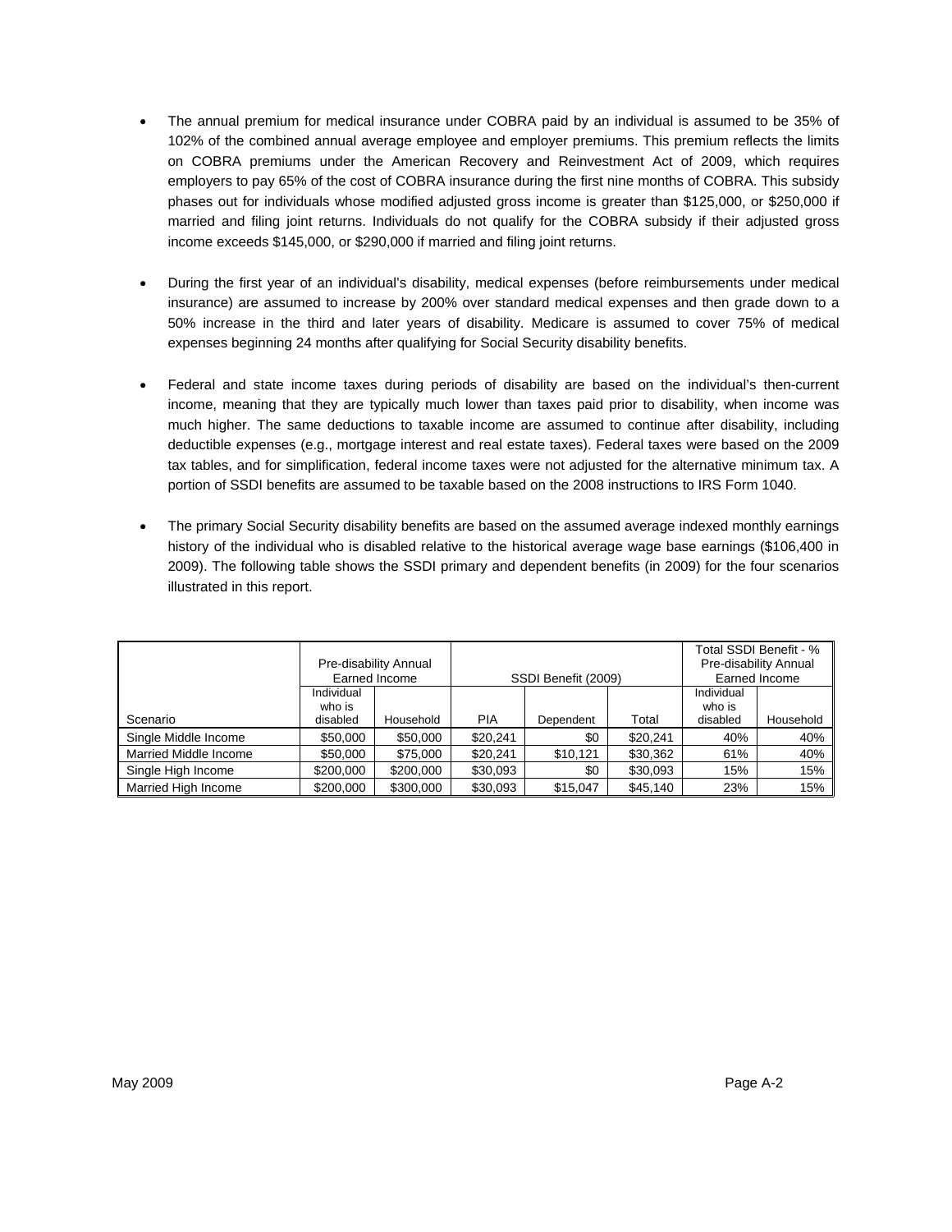- The annual premium for medical insurance under COBRA paid by an individual is assumed to be 35% of 102% of the combined annual average employee and employer premiums. This premium reflects the limits on COBRA premiums under the American Recovery and Reinvestment Act of 2009, which requires employers to pay 65% of the cost of COBRA insurance during the first nine months of COBRA. This subsidy phases out for individuals whose modified adjusted gross income is greater than $125,000, or $250,000 if married and filing joint returns. Individuals do not qualify for the COBRA subsidy if their adjusted gross income exceeds $145,000, or $290,000 if married and filing joint returns.

- During the first year of an individual's disability, medical expenses (before reimbursements under medical insurance) are assumed to increase by 200% over standard medical expenses and then grade down to a 50% increase in the third and later years of disability. Medicare is assumed to cover 75% of medical expenses beginning 24 months after qualifying for Social Security disability benefits.

- Federal and state income taxes during periods of disability are based on the individual's then-current income, meaning that they are typically much lower than taxes paid prior to disability, when income was much higher. The same deductions to taxable income are assumed to continue after disability, including deductible expenses (e.g., mortgage interest and real estate taxes). Federal taxes were based on the 2009 tax tables, and for simplification, federal income taxes were not adjusted for the alternative minimum tax. A portion of SSDI benefits are assumed to be taxable based on the 2008 instructions to IRS Form 1040.

- The primary Social Security disability benefits are based on the assumed average indexed monthly earnings history of the individual who is disabled relative to the historical average wage base earnings ($106,400 in 2009). The following table shows the SSDI primary and dependent benefits (in 2009) for the four scenarios illustrated in this report.

| | Pre-disability Annual Earned Income | | SSDI Benefit (2009) | | | Total SSDI Benefit - % Pre-disability Annual Earned Income | |
|---|---|---|---|---|---|---|---|
| Scenario | Individual who is disabled | Household | PIA | Dependent | Total | Individual who is disabled | Household |
| Single Middle Income | $50,000 | $50,000 | $20,241 | $0 | $20,241 | 40% | 40% |
| Married Middle Income | $50,000 | $75,000 | $20,241 | $10,121 | $30,362 | 61% | 40% |
| Single High Income | $200,000 | $200,000 | $30,093 | $0 | $30,093 | 15% | 15% |
| Married High Income | $200,000 | $300,000 | $30,093 | $15,047 | $45,140 | 23% | 15% |